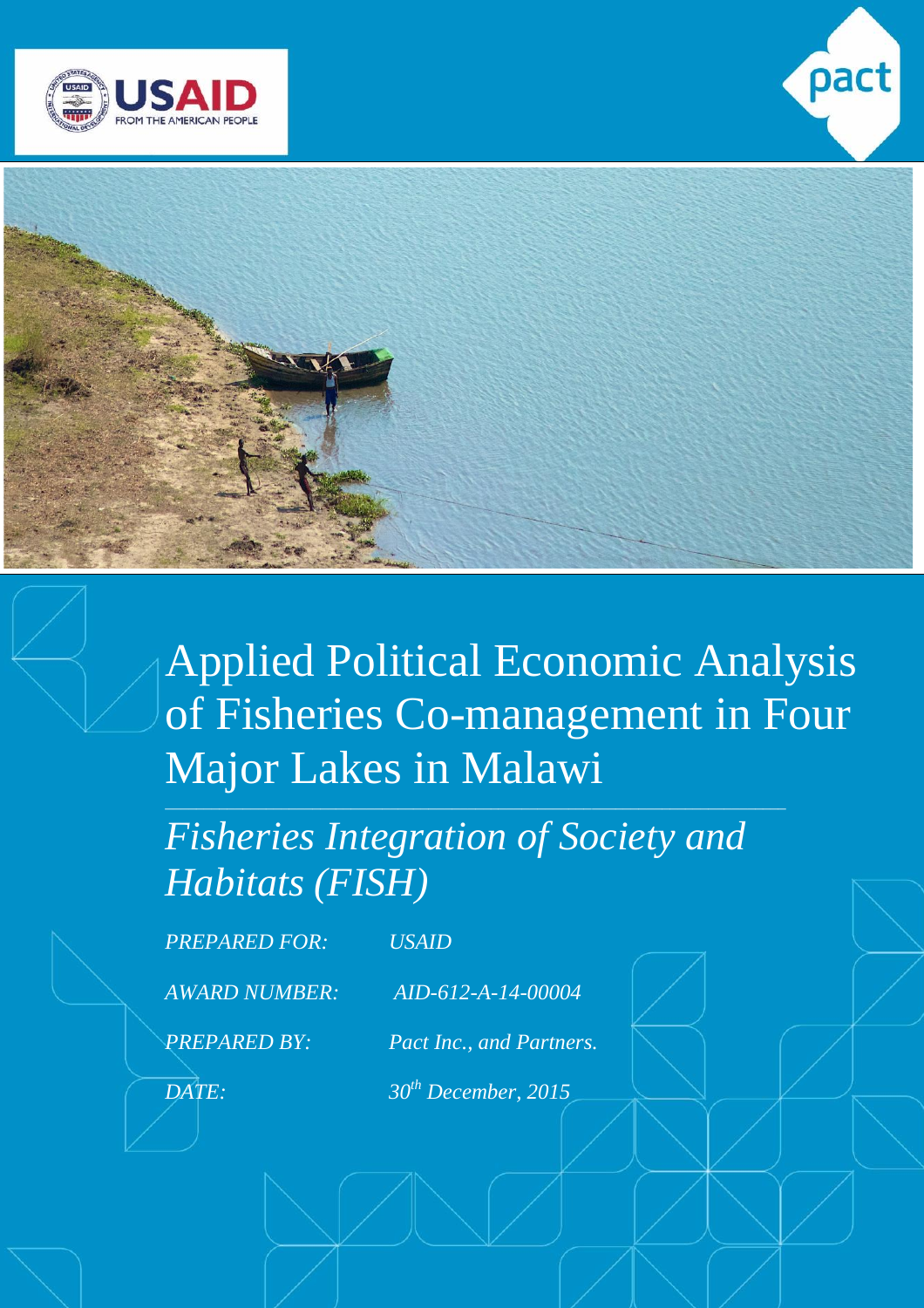# Applied Political Economic Analysis of Fisheries Co-management in Four Major Lakes in Malawi

## *Fisheries Integration of Society and Habitats (FISH)*

| | |
|---|---|
| *PREPARED FOR:* | *USAID* |
| *AWARD NUMBER:* | *AID-612-A-14-00004* |
| *PREPARED BY:* | *Pact Inc., and Partners.* |
| *DATE:* | *30th December, 2015* |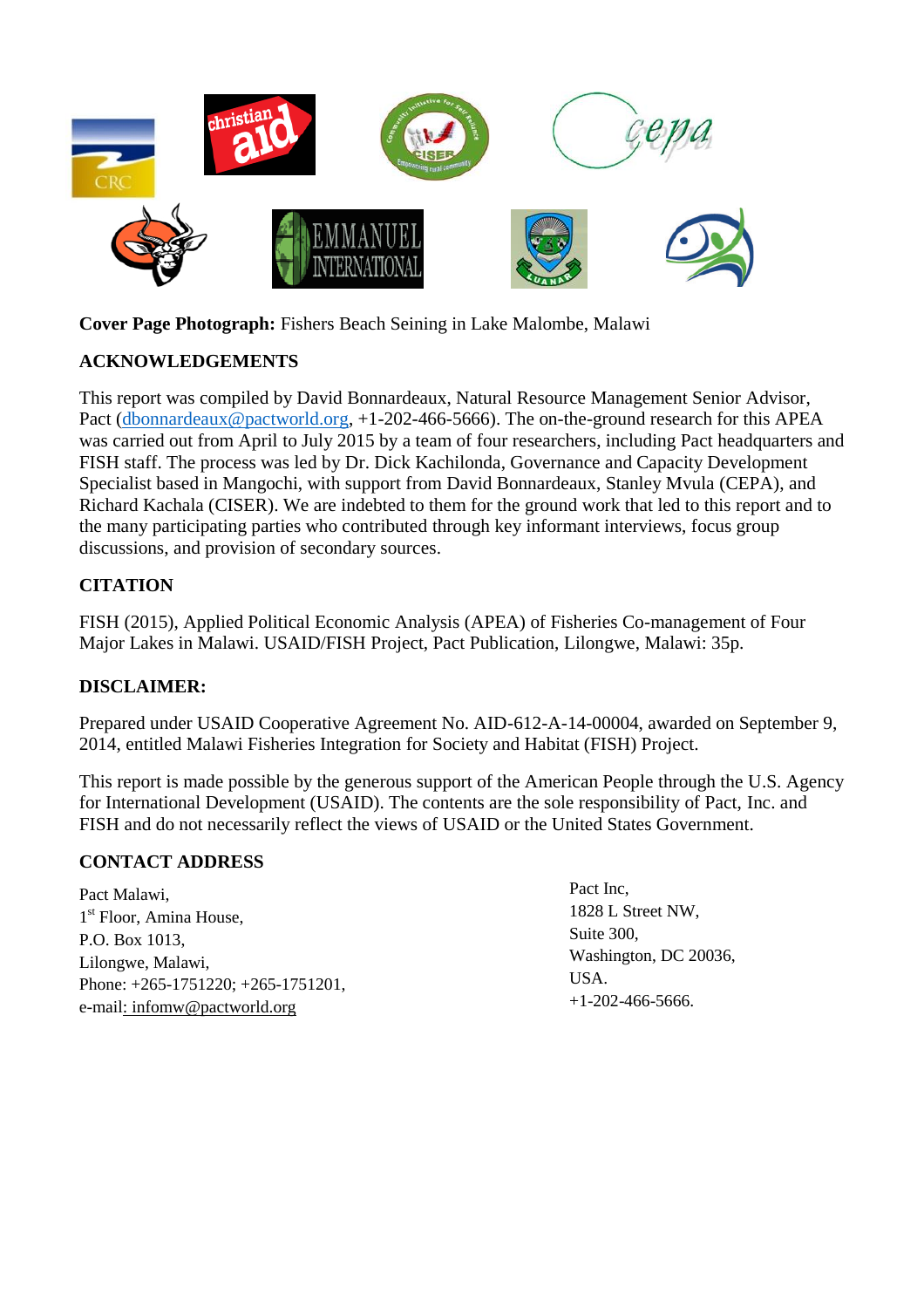**Cover Page Photograph:** Fishers Beach Seining in Lake Malombe, Malawi

## ACKNOWLEDGEMENTS

This report was compiled by David Bonnardeaux, Natural Resource Management Senior Advisor, Pact (dbonnardeaux@pactworld.org, +1-202-466-5666). The on-the-ground research for this APEA was carried out from April to July 2015 by a team of four researchers, including Pact headquarters and FISH staff. The process was led by Dr. Dick Kachilonda, Governance and Capacity Development Specialist based in Mangochi, with support from David Bonnardeaux, Stanley Mvula (CEPA), and Richard Kachala (CISER). We are indebted to them for the ground work that led to this report and to the many participating parties who contributed through key informant interviews, focus group discussions, and provision of secondary sources.

## CITATION

FISH (2015), Applied Political Economic Analysis (APEA) of Fisheries Co-management of Four Major Lakes in Malawi. USAID/FISH Project, Pact Publication, Lilongwe, Malawi: 35p.

## DISCLAIMER:

Prepared under USAID Cooperative Agreement No. AID-612-A-14-00004, awarded on September 9, 2014, entitled Malawi Fisheries Integration for Society and Habitat (FISH) Project.

This report is made possible by the generous support of the American People through the U.S. Agency for International Development (USAID). The contents are the sole responsibility of Pact, Inc. and FISH and do not necessarily reflect the views of USAID or the United States Government.

## CONTACT ADDRESS

Pact Malawi,
1st Floor, Amina House,
P.O. Box 1013,
Lilongwe, Malawi,
Phone: +265-1751220; +265-1751201,
e-mail: infomw@pactworld.org

Pact Inc,
1828 L Street NW,
Suite 300,
Washington, DC 20036,
USA.
+1-202-466-5666.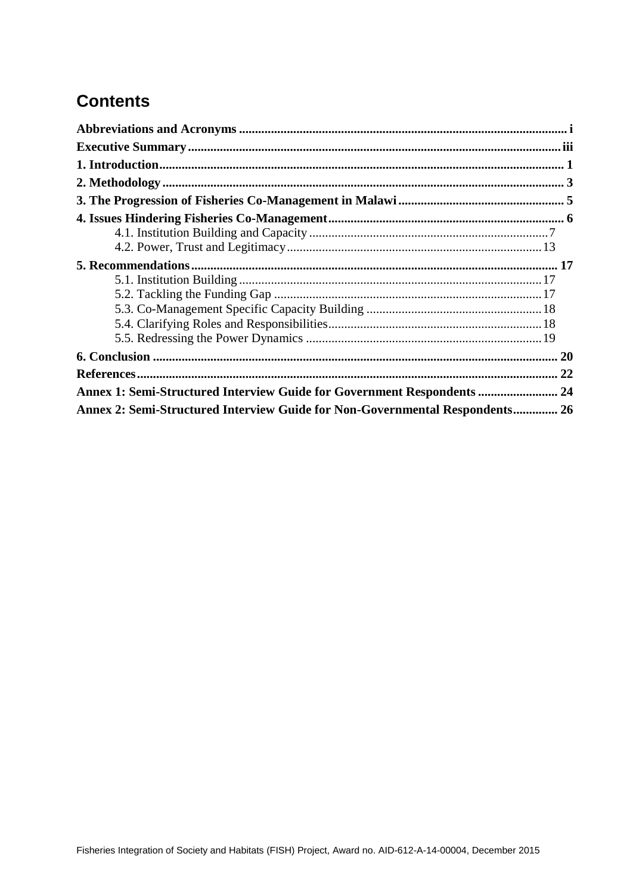# Contents

**Abbreviations and Acronyms** ..................................................... i
**Executive Summary** ..................................................... iii
**1. Introduction** ..................................................... 1
**2. Methodology** ..................................................... 3
**3. The Progression of Fisheries Co-Management in Malawi** ..................................................... 5
**4. Issues Hindering Fisheries Co-Management** ..................................................... 6
- 4.1. Institution Building and Capacity ..................................................... 7
- 4.2. Power, Trust and Legitimacy ..................................................... 13

**5. Recommendations** ..................................................... 17
- 5.1. Institution Building ..................................................... 17
- 5.2. Tackling the Funding Gap ..................................................... 17
- 5.3. Co-Management Specific Capacity Building ..................................................... 18
- 5.4. Clarifying Roles and Responsibilities ..................................................... 18
- 5.5. Redressing the Power Dynamics ..................................................... 19

**6. Conclusion** ..................................................... 20
**References** ..................................................... 22
**Annex 1: Semi-Structured Interview Guide for Government Respondents** ..................................................... 24
**Annex 2: Semi-Structured Interview Guide for Non-Governmental Respondents** ..................................................... 26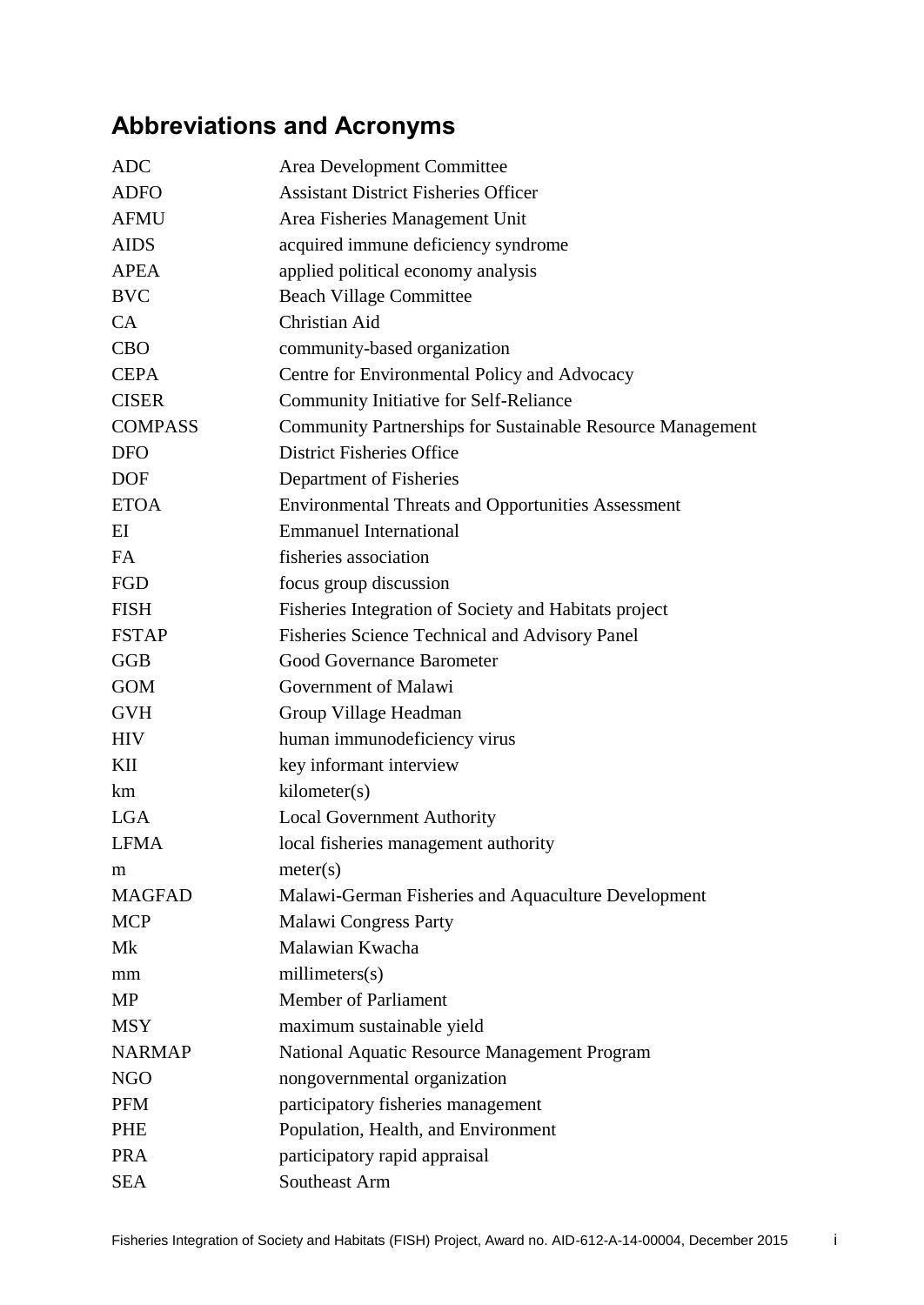## Abbreviations and Acronyms

| | |
|---|---|
| ADC | Area Development Committee |
| ADFO | Assistant District Fisheries Officer |
| AFMU | Area Fisheries Management Unit |
| AIDS | acquired immune deficiency syndrome |
| APEA | applied political economy analysis |
| BVC | Beach Village Committee |
| CA | Christian Aid |
| CBO | community-based organization |
| CEPA | Centre for Environmental Policy and Advocacy |
| CISER | Community Initiative for Self-Reliance |
| COMPASS | Community Partnerships for Sustainable Resource Management |
| DFO | District Fisheries Office |
| DOF | Department of Fisheries |
| ETOA | Environmental Threats and Opportunities Assessment |
| EI | Emmanuel International |
| FA | fisheries association |
| FGD | focus group discussion |
| FISH | Fisheries Integration of Society and Habitats project |
| FSTAP | Fisheries Science Technical and Advisory Panel |
| GGB | Good Governance Barometer |
| GOM | Government of Malawi |
| GVH | Group Village Headman |
| HIV | human immunodeficiency virus |
| KII | key informant interview |
| km | kilometer(s) |
| LGA | Local Government Authority |
| LFMA | local fisheries management authority |
| m | meter(s) |
| MAGFAD | Malawi-German Fisheries and Aquaculture Development |
| MCP | Malawi Congress Party |
| Mk | Malawian Kwacha |
| mm | millimeters(s) |
| MP | Member of Parliament |
| MSY | maximum sustainable yield |
| NARMAP | National Aquatic Resource Management Program |
| NGO | nongovernmental organization |
| PFM | participatory fisheries management |
| PHE | Population, Health, and Environment |
| PRA | participatory rapid appraisal |
| SEA | Southeast Arm |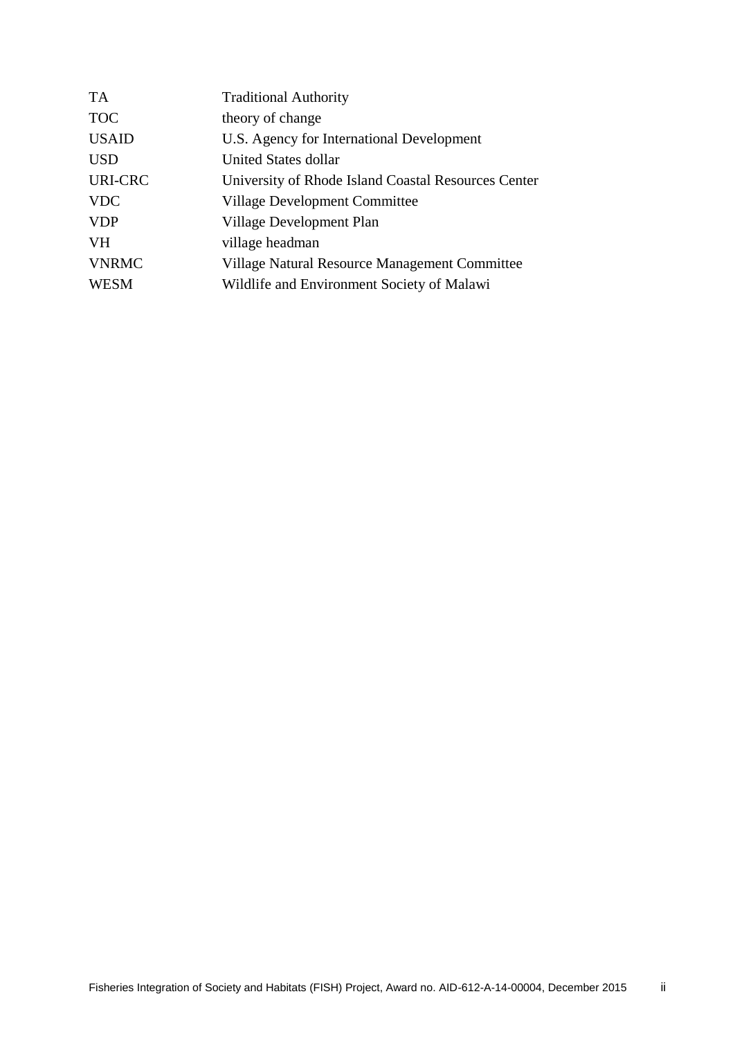| | |
|---|---|
| TA | Traditional Authority |
| TOC | theory of change |
| USAID | U.S. Agency for International Development |
| USD | United States dollar |
| URI-CRC | University of Rhode Island Coastal Resources Center |
| VDC | Village Development Committee |
| VDP | Village Development Plan |
| VH | village headman |
| VNRMC | Village Natural Resource Management Committee |
| WESM | Wildlife and Environment Society of Malawi |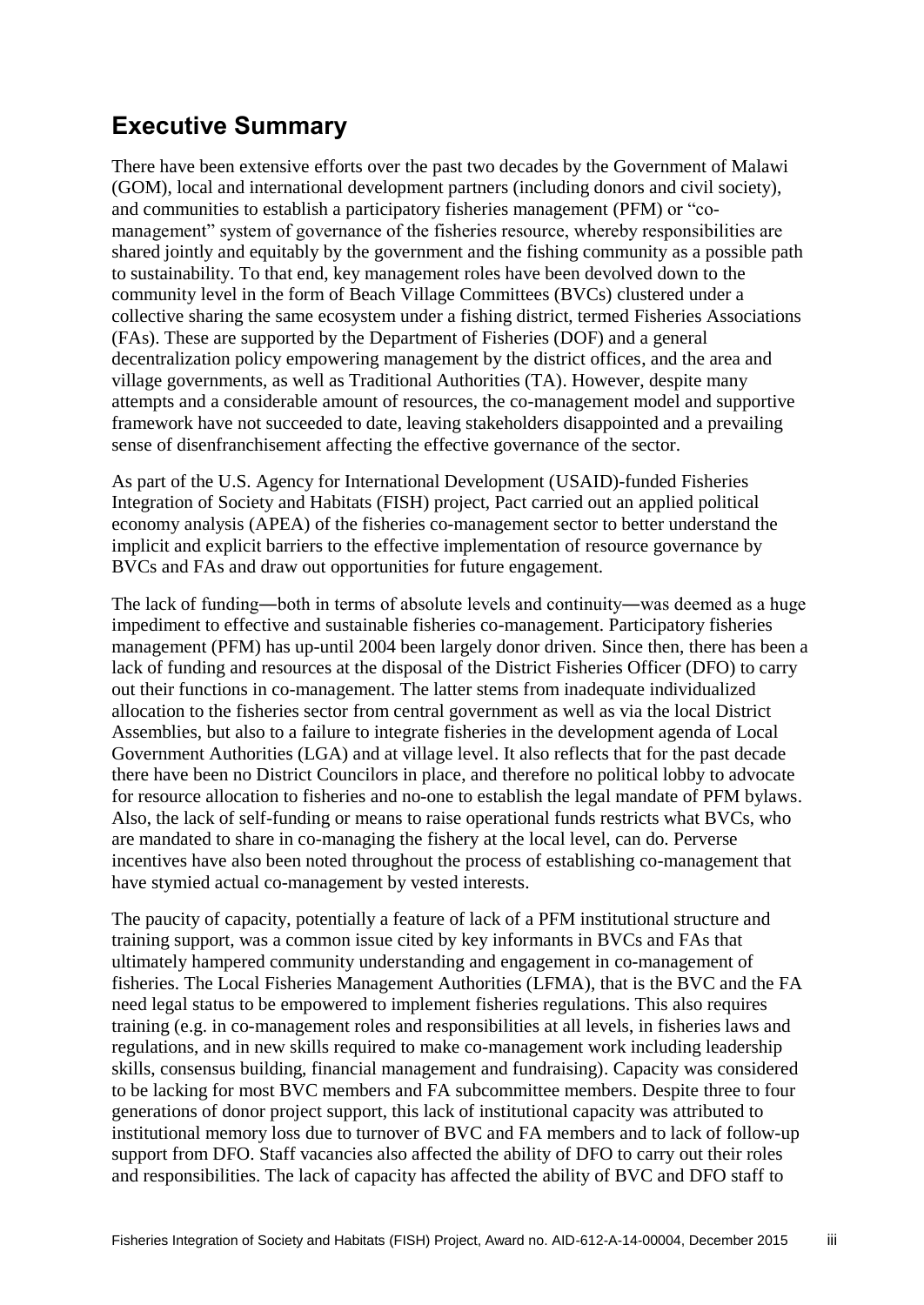## Executive Summary

There have been extensive efforts over the past two decades by the Government of Malawi (GOM), local and international development partners (including donors and civil society), and communities to establish a participatory fisheries management (PFM) or "co-management" system of governance of the fisheries resource, whereby responsibilities are shared jointly and equitably by the government and the fishing community as a possible path to sustainability. To that end, key management roles have been devolved down to the community level in the form of Beach Village Committees (BVCs) clustered under a collective sharing the same ecosystem under a fishing district, termed Fisheries Associations (FAs). These are supported by the Department of Fisheries (DOF) and a general decentralization policy empowering management by the district offices, and the area and village governments, as well as Traditional Authorities (TA). However, despite many attempts and a considerable amount of resources, the co-management model and supportive framework have not succeeded to date, leaving stakeholders disappointed and a prevailing sense of disenfranchisement affecting the effective governance of the sector.

As part of the U.S. Agency for International Development (USAID)-funded Fisheries Integration of Society and Habitats (FISH) project, Pact carried out an applied political economy analysis (APEA) of the fisheries co-management sector to better understand the implicit and explicit barriers to the effective implementation of resource governance by BVCs and FAs and draw out opportunities for future engagement.

The lack of funding—both in terms of absolute levels and continuity—was deemed as a huge impediment to effective and sustainable fisheries co-management. Participatory fisheries management (PFM) has up-until 2004 been largely donor driven. Since then, there has been a lack of funding and resources at the disposal of the District Fisheries Officer (DFO) to carry out their functions in co-management. The latter stems from inadequate individualized allocation to the fisheries sector from central government as well as via the local District Assemblies, but also to a failure to integrate fisheries in the development agenda of Local Government Authorities (LGA) and at village level. It also reflects that for the past decade there have been no District Councilors in place, and therefore no political lobby to advocate for resource allocation to fisheries and no-one to establish the legal mandate of PFM bylaws. Also, the lack of self-funding or means to raise operational funds restricts what BVCs, who are mandated to share in co-managing the fishery at the local level, can do. Perverse incentives have also been noted throughout the process of establishing co-management that have stymied actual co-management by vested interests.

The paucity of capacity, potentially a feature of lack of a PFM institutional structure and training support, was a common issue cited by key informants in BVCs and FAs that ultimately hampered community understanding and engagement in co-management of fisheries. The Local Fisheries Management Authorities (LFMA), that is the BVC and the FA need legal status to be empowered to implement fisheries regulations. This also requires training (e.g. in co-management roles and responsibilities at all levels, in fisheries laws and regulations, and in new skills required to make co-management work including leadership skills, consensus building, financial management and fundraising). Capacity was considered to be lacking for most BVC members and FA subcommittee members. Despite three to four generations of donor project support, this lack of institutional capacity was attributed to institutional memory loss due to turnover of BVC and FA members and to lack of follow-up support from DFO. Staff vacancies also affected the ability of DFO to carry out their roles and responsibilities. The lack of capacity has affected the ability of BVC and DFO staff to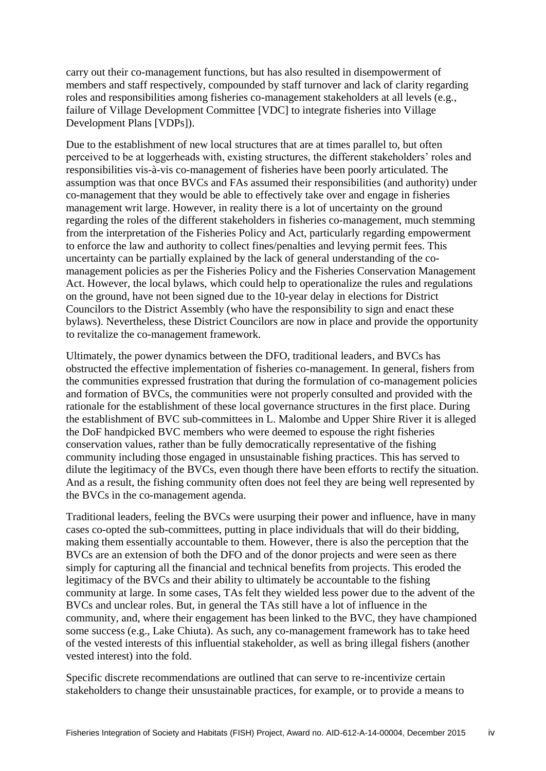carry out their co-management functions, but has also resulted in disempowerment of members and staff respectively, compounded by staff turnover and lack of clarity regarding roles and responsibilities among fisheries co-management stakeholders at all levels (e.g., failure of Village Development Committee [VDC] to integrate fisheries into Village Development Plans [VDPs]).

Due to the establishment of new local structures that are at times parallel to, but often perceived to be at loggerheads with, existing structures, the different stakeholders' roles and responsibilities vis-à-vis co-management of fisheries have been poorly articulated. The assumption was that once BVCs and FAs assumed their responsibilities (and authority) under co-management that they would be able to effectively take over and engage in fisheries management writ large. However, in reality there is a lot of uncertainty on the ground regarding the roles of the different stakeholders in fisheries co-management, much stemming from the interpretation of the Fisheries Policy and Act, particularly regarding empowerment to enforce the law and authority to collect fines/penalties and levying permit fees. This uncertainty can be partially explained by the lack of general understanding of the co-management policies as per the Fisheries Policy and the Fisheries Conservation Management Act. However, the local bylaws, which could help to operationalize the rules and regulations on the ground, have not been signed due to the 10-year delay in elections for District Councilors to the District Assembly (who have the responsibility to sign and enact these bylaws). Nevertheless, these District Councilors are now in place and provide the opportunity to revitalize the co-management framework.

Ultimately, the power dynamics between the DFO, traditional leaders, and BVCs has obstructed the effective implementation of fisheries co-management. In general, fishers from the communities expressed frustration that during the formulation of co-management policies and formation of BVCs, the communities were not properly consulted and provided with the rationale for the establishment of these local governance structures in the first place. During the establishment of BVC sub-committees in L. Malombe and Upper Shire River it is alleged the DoF handpicked BVC members who were deemed to espouse the right fisheries conservation values, rather than be fully democratically representative of the fishing community including those engaged in unsustainable fishing practices. This has served to dilute the legitimacy of the BVCs, even though there have been efforts to rectify the situation. And as a result, the fishing community often does not feel they are being well represented by the BVCs in the co-management agenda.

Traditional leaders, feeling the BVCs were usurping their power and influence, have in many cases co-opted the sub-committees, putting in place individuals that will do their bidding, making them essentially accountable to them. However, there is also the perception that the BVCs are an extension of both the DFO and of the donor projects and were seen as there simply for capturing all the financial and technical benefits from projects. This eroded the legitimacy of the BVCs and their ability to ultimately be accountable to the fishing community at large. In some cases, TAs felt they wielded less power due to the advent of the BVCs and unclear roles. But, in general the TAs still have a lot of influence in the community, and, where their engagement has been linked to the BVC, they have championed some success (e.g., Lake Chiuta). As such, any co-management framework has to take heed of the vested interests of this influential stakeholder, as well as bring illegal fishers (another vested interest) into the fold.

Specific discrete recommendations are outlined that can serve to re-incentivize certain stakeholders to change their unsustainable practices, for example, or to provide a means to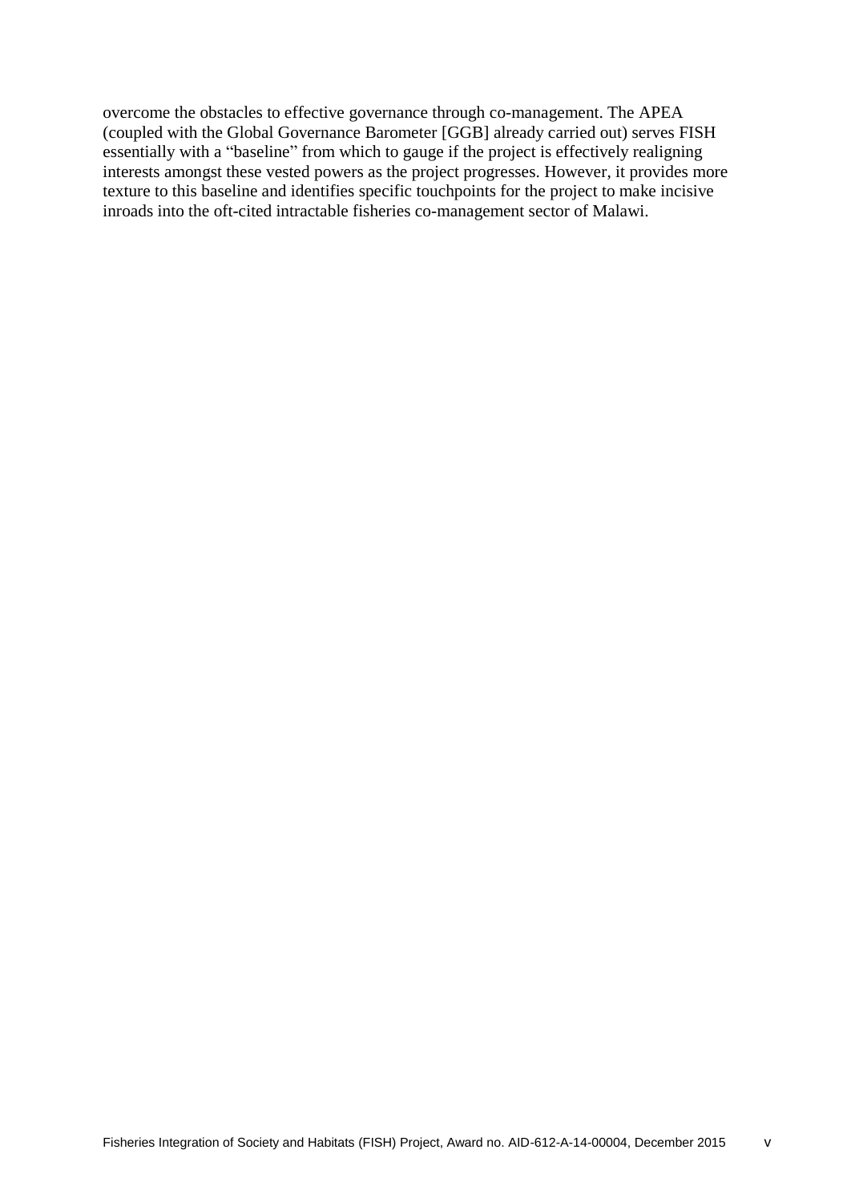overcome the obstacles to effective governance through co-management. The APEA (coupled with the Global Governance Barometer [GGB] already carried out) serves FISH essentially with a "baseline" from which to gauge if the project is effectively realigning interests amongst these vested powers as the project progresses. However, it provides more texture to this baseline and identifies specific touchpoints for the project to make incisive inroads into the oft-cited intractable fisheries co-management sector of Malawi.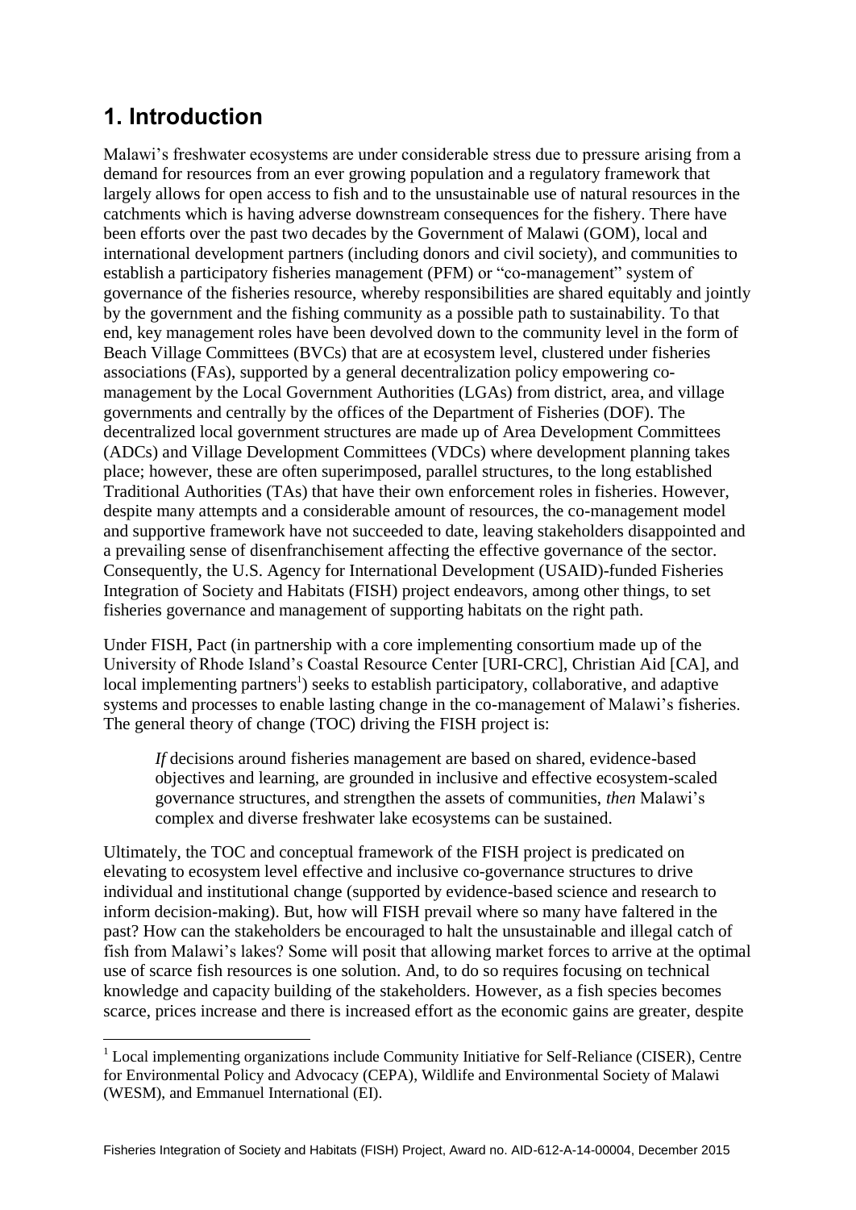# 1. Introduction

Malawi's freshwater ecosystems are under considerable stress due to pressure arising from a demand for resources from an ever growing population and a regulatory framework that largely allows for open access to fish and to the unsustainable use of natural resources in the catchments which is having adverse downstream consequences for the fishery. There have been efforts over the past two decades by the Government of Malawi (GOM), local and international development partners (including donors and civil society), and communities to establish a participatory fisheries management (PFM) or "co-management" system of governance of the fisheries resource, whereby responsibilities are shared equitably and jointly by the government and the fishing community as a possible path to sustainability. To that end, key management roles have been devolved down to the community level in the form of Beach Village Committees (BVCs) that are at ecosystem level, clustered under fisheries associations (FAs), supported by a general decentralization policy empowering co-management by the Local Government Authorities (LGAs) from district, area, and village governments and centrally by the offices of the Department of Fisheries (DOF). The decentralized local government structures are made up of Area Development Committees (ADCs) and Village Development Committees (VDCs) where development planning takes place; however, these are often superimposed, parallel structures, to the long established Traditional Authorities (TAs) that have their own enforcement roles in fisheries. However, despite many attempts and a considerable amount of resources, the co-management model and supportive framework have not succeeded to date, leaving stakeholders disappointed and a prevailing sense of disenfranchisement affecting the effective governance of the sector. Consequently, the U.S. Agency for International Development (USAID)-funded Fisheries Integration of Society and Habitats (FISH) project endeavors, among other things, to set fisheries governance and management of supporting habitats on the right path.

Under FISH, Pact (in partnership with a core implementing consortium made up of the University of Rhode Island's Coastal Resource Center [URI-CRC], Christian Aid [CA], and local implementing partners[1]) seeks to establish participatory, collaborative, and adaptive systems and processes to enable lasting change in the co-management of Malawi's fisheries. The general theory of change (TOC) driving the FISH project is:

> *If* decisions around fisheries management are based on shared, evidence-based objectives and learning, are grounded in inclusive and effective ecosystem-scaled governance structures, and strengthen the assets of communities, *then* Malawi's complex and diverse freshwater lake ecosystems can be sustained.

Ultimately, the TOC and conceptual framework of the FISH project is predicated on elevating to ecosystem level effective and inclusive co-governance structures to drive individual and institutional change (supported by evidence-based science and research to inform decision-making). But, how will FISH prevail where so many have faltered in the past? How can the stakeholders be encouraged to halt the unsustainable and illegal catch of fish from Malawi's lakes? Some will posit that allowing market forces to arrive at the optimal use of scarce fish resources is one solution. And, to do so requires focusing on technical knowledge and capacity building of the stakeholders. However, as a fish species becomes scarce, prices increase and there is increased effort as the economic gains are greater, despite

[1] Local implementing organizations include Community Initiative for Self-Reliance (CISER), Centre for Environmental Policy and Advocacy (CEPA), Wildlife and Environmental Society of Malawi (WESM), and Emmanuel International (EI).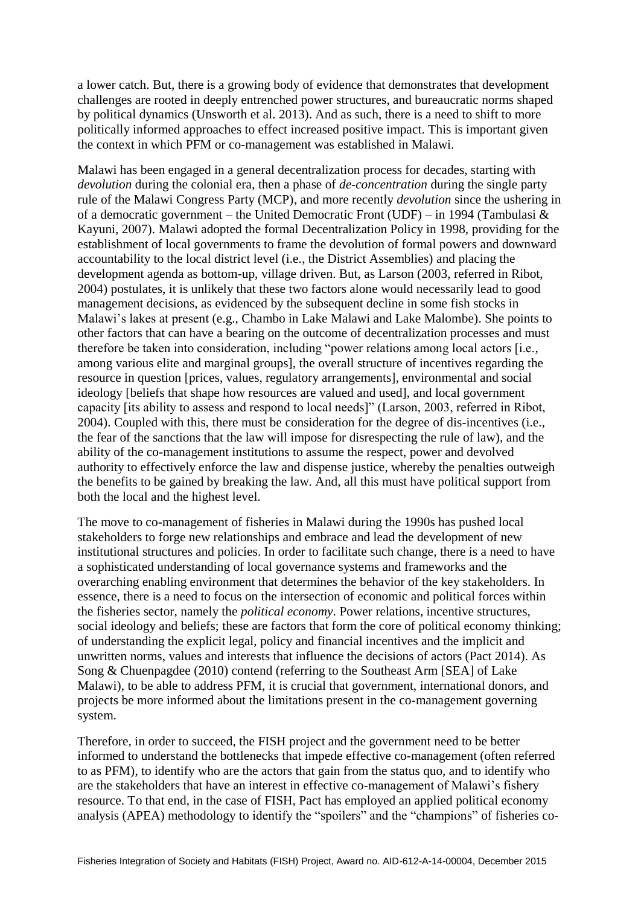a lower catch. But, there is a growing body of evidence that demonstrates that development challenges are rooted in deeply entrenched power structures, and bureaucratic norms shaped by political dynamics (Unsworth et al. 2013). And as such, there is a need to shift to more politically informed approaches to effect increased positive impact. This is important given the context in which PFM or co-management was established in Malawi.

Malawi has been engaged in a general decentralization process for decades, starting with *devolution* during the colonial era, then a phase of *de-concentration* during the single party rule of the Malawi Congress Party (MCP), and more recently *devolution* since the ushering in of a democratic government – the United Democratic Front (UDF) – in 1994 (Tambulasi & Kayuni, 2007). Malawi adopted the formal Decentralization Policy in 1998, providing for the establishment of local governments to frame the devolution of formal powers and downward accountability to the local district level (i.e., the District Assemblies) and placing the development agenda as bottom-up, village driven. But, as Larson (2003, referred in Ribot, 2004) postulates, it is unlikely that these two factors alone would necessarily lead to good management decisions, as evidenced by the subsequent decline in some fish stocks in Malawi's lakes at present (e.g., Chambo in Lake Malawi and Lake Malombe). She points to other factors that can have a bearing on the outcome of decentralization processes and must therefore be taken into consideration, including "power relations among local actors [i.e., among various elite and marginal groups], the overall structure of incentives regarding the resource in question [prices, values, regulatory arrangements], environmental and social ideology [beliefs that shape how resources are valued and used], and local government capacity [its ability to assess and respond to local needs]" (Larson, 2003, referred in Ribot, 2004). Coupled with this, there must be consideration for the degree of dis-incentives (i.e., the fear of the sanctions that the law will impose for disrespecting the rule of law), and the ability of the co-management institutions to assume the respect, power and devolved authority to effectively enforce the law and dispense justice, whereby the penalties outweigh the benefits to be gained by breaking the law. And, all this must have political support from both the local and the highest level.

The move to co-management of fisheries in Malawi during the 1990s has pushed local stakeholders to forge new relationships and embrace and lead the development of new institutional structures and policies. In order to facilitate such change, there is a need to have a sophisticated understanding of local governance systems and frameworks and the overarching enabling environment that determines the behavior of the key stakeholders. In essence, there is a need to focus on the intersection of economic and political forces within the fisheries sector, namely the *political economy*. Power relations, incentive structures, social ideology and beliefs; these are factors that form the core of political economy thinking; of understanding the explicit legal, policy and financial incentives and the implicit and unwritten norms, values and interests that influence the decisions of actors (Pact 2014). As Song & Chuenpagdee (2010) contend (referring to the Southeast Arm [SEA] of Lake Malawi), to be able to address PFM, it is crucial that government, international donors, and projects be more informed about the limitations present in the co-management governing system.

Therefore, in order to succeed, the FISH project and the government need to be better informed to understand the bottlenecks that impede effective co-management (often referred to as PFM), to identify who are the actors that gain from the status quo, and to identify who are the stakeholders that have an interest in effective co-management of Malawi's fishery resource. To that end, in the case of FISH, Pact has employed an applied political economy analysis (APEA) methodology to identify the "spoilers" and the "champions" of fisheries co-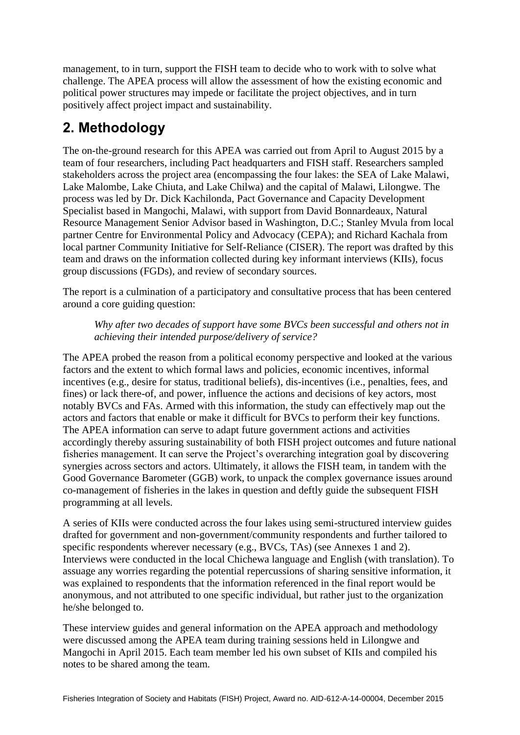management, to in turn, support the FISH team to decide who to work with to solve what challenge. The APEA process will allow the assessment of how the existing economic and political power structures may impede or facilitate the project objectives, and in turn positively affect project impact and sustainability.

## 2. Methodology

The on-the-ground research for this APEA was carried out from April to August 2015 by a team of four researchers, including Pact headquarters and FISH staff. Researchers sampled stakeholders across the project area (encompassing the four lakes: the SEA of Lake Malawi, Lake Malombe, Lake Chiuta, and Lake Chilwa) and the capital of Malawi, Lilongwe. The process was led by Dr. Dick Kachilonda, Pact Governance and Capacity Development Specialist based in Mangochi, Malawi, with support from David Bonnardeaux, Natural Resource Management Senior Advisor based in Washington, D.C.; Stanley Mvula from local partner Centre for Environmental Policy and Advocacy (CEPA); and Richard Kachala from local partner Community Initiative for Self-Reliance (CISER). The report was drafted by this team and draws on the information collected during key informant interviews (KIIs), focus group discussions (FGDs), and review of secondary sources.

The report is a culmination of a participatory and consultative process that has been centered around a core guiding question:

> *Why after two decades of support have some BVCs been successful and others not in achieving their intended purpose/delivery of service?*

The APEA probed the reason from a political economy perspective and looked at the various factors and the extent to which formal laws and policies, economic incentives, informal incentives (e.g., desire for status, traditional beliefs), dis-incentives (i.e., penalties, fees, and fines) or lack there-of, and power, influence the actions and decisions of key actors, most notably BVCs and FAs. Armed with this information, the study can effectively map out the actors and factors that enable or make it difficult for BVCs to perform their key functions. The APEA information can serve to adapt future government actions and activities accordingly thereby assuring sustainability of both FISH project outcomes and future national fisheries management. It can serve the Project's overarching integration goal by discovering synergies across sectors and actors. Ultimately, it allows the FISH team, in tandem with the Good Governance Barometer (GGB) work, to unpack the complex governance issues around co-management of fisheries in the lakes in question and deftly guide the subsequent FISH programming at all levels.

A series of KIIs were conducted across the four lakes using semi-structured interview guides drafted for government and non-government/community respondents and further tailored to specific respondents wherever necessary (e.g., BVCs, TAs) (see Annexes 1 and 2). Interviews were conducted in the local Chichewa language and English (with translation). To assuage any worries regarding the potential repercussions of sharing sensitive information, it was explained to respondents that the information referenced in the final report would be anonymous, and not attributed to one specific individual, but rather just to the organization he/she belonged to.

These interview guides and general information on the APEA approach and methodology were discussed among the APEA team during training sessions held in Lilongwe and Mangochi in April 2015. Each team member led his own subset of KIIs and compiled his notes to be shared among the team.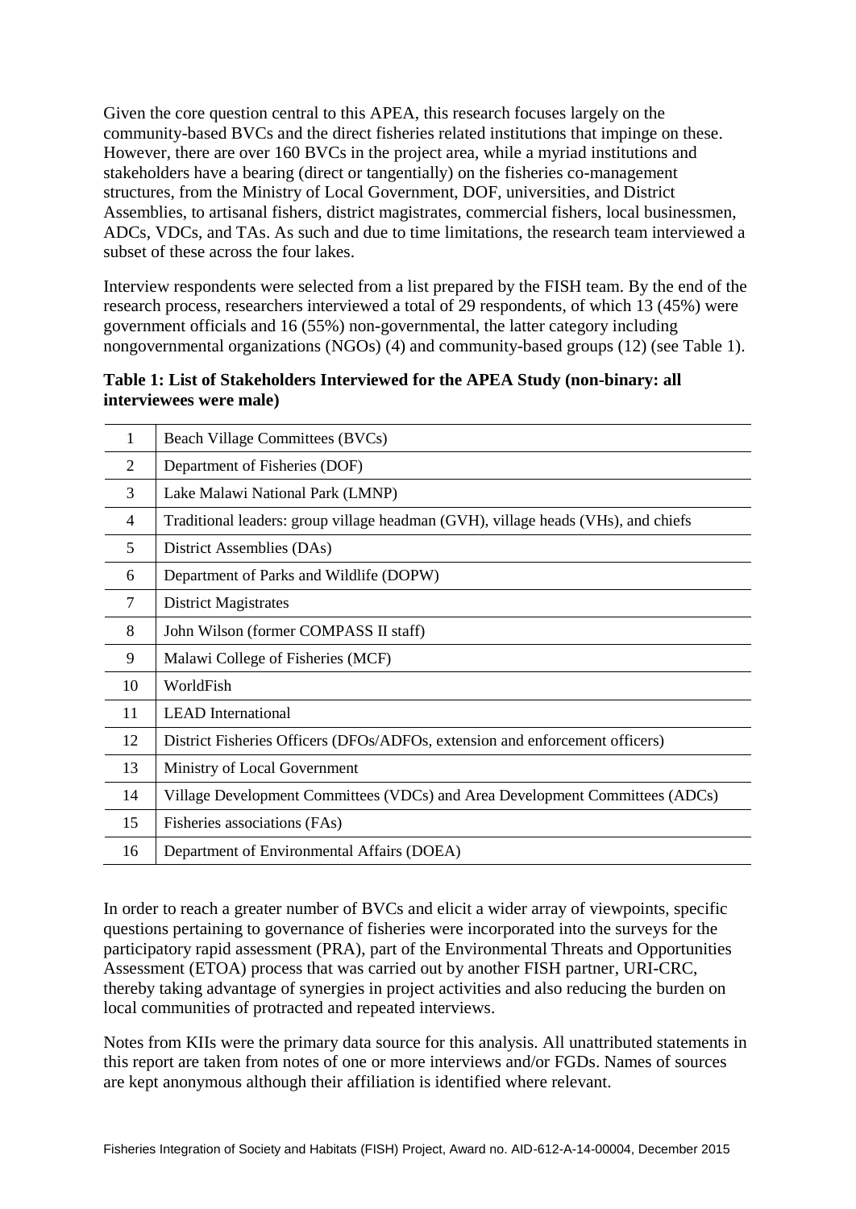Given the core question central to this APEA, this research focuses largely on the community-based BVCs and the direct fisheries related institutions that impinge on these. However, there are over 160 BVCs in the project area, while a myriad institutions and stakeholders have a bearing (direct or tangentially) on the fisheries co-management structures, from the Ministry of Local Government, DOF, universities, and District Assemblies, to artisanal fishers, district magistrates, commercial fishers, local businessmen, ADCs, VDCs, and TAs. As such and due to time limitations, the research team interviewed a subset of these across the four lakes.

Interview respondents were selected from a list prepared by the FISH team. By the end of the research process, researchers interviewed a total of 29 respondents, of which 13 (45%) were government officials and 16 (55%) non-governmental, the latter category including nongovernmental organizations (NGOs) (4) and community-based groups (12) (see Table 1).

**Table 1: List of Stakeholders Interviewed for the APEA Study (non-binary: all interviewees were male)**

| | |
|---|---|
| 1 | Beach Village Committees (BVCs) |
| 2 | Department of Fisheries (DOF) |
| 3 | Lake Malawi National Park (LMNP) |
| 4 | Traditional leaders: group village headman (GVH), village heads (VHs), and chiefs |
| 5 | District Assemblies (DAs) |
| 6 | Department of Parks and Wildlife (DOPW) |
| 7 | District Magistrates |
| 8 | John Wilson (former COMPASS II staff) |
| 9 | Malawi College of Fisheries (MCF) |
| 10 | WorldFish |
| 11 | LEAD International |
| 12 | District Fisheries Officers (DFOs/ADFOs, extension and enforcement officers) |
| 13 | Ministry of Local Government |
| 14 | Village Development Committees (VDCs) and Area Development Committees (ADCs) |
| 15 | Fisheries associations (FAs) |
| 16 | Department of Environmental Affairs (DOEA) |

In order to reach a greater number of BVCs and elicit a wider array of viewpoints, specific questions pertaining to governance of fisheries were incorporated into the surveys for the participatory rapid assessment (PRA), part of the Environmental Threats and Opportunities Assessment (ETOA) process that was carried out by another FISH partner, URI-CRC, thereby taking advantage of synergies in project activities and also reducing the burden on local communities of protracted and repeated interviews.

Notes from KIIs were the primary data source for this analysis. All unattributed statements in this report are taken from notes of one or more interviews and/or FGDs. Names of sources are kept anonymous although their affiliation is identified where relevant.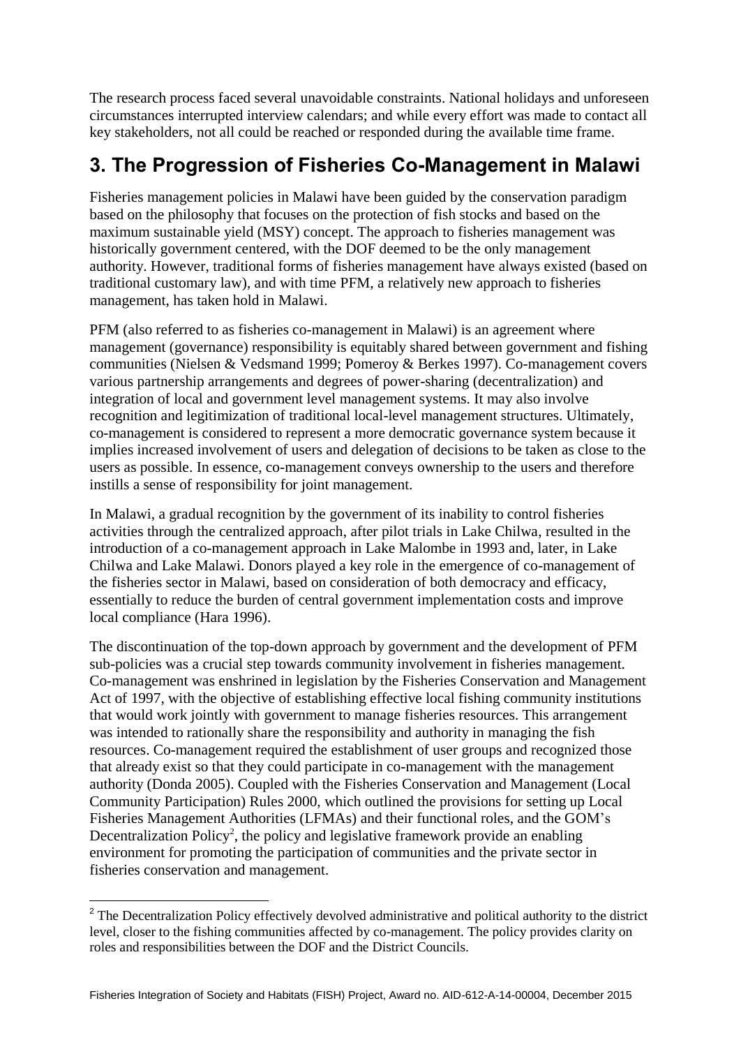The research process faced several unavoidable constraints. National holidays and unforeseen circumstances interrupted interview calendars; and while every effort was made to contact all key stakeholders, not all could be reached or responded during the available time frame.

## 3. The Progression of Fisheries Co-Management in Malawi

Fisheries management policies in Malawi have been guided by the conservation paradigm based on the philosophy that focuses on the protection of fish stocks and based on the maximum sustainable yield (MSY) concept. The approach to fisheries management was historically government centered, with the DOF deemed to be the only management authority. However, traditional forms of fisheries management have always existed (based on traditional customary law), and with time PFM, a relatively new approach to fisheries management, has taken hold in Malawi.

PFM (also referred to as fisheries co-management in Malawi) is an agreement where management (governance) responsibility is equitably shared between government and fishing communities (Nielsen & Vedsmand 1999; Pomeroy & Berkes 1997). Co-management covers various partnership arrangements and degrees of power-sharing (decentralization) and integration of local and government level management systems. It may also involve recognition and legitimization of traditional local-level management structures. Ultimately, co-management is considered to represent a more democratic governance system because it implies increased involvement of users and delegation of decisions to be taken as close to the users as possible. In essence, co-management conveys ownership to the users and therefore instills a sense of responsibility for joint management.

In Malawi, a gradual recognition by the government of its inability to control fisheries activities through the centralized approach, after pilot trials in Lake Chilwa, resulted in the introduction of a co-management approach in Lake Malombe in 1993 and, later, in Lake Chilwa and Lake Malawi. Donors played a key role in the emergence of co-management of the fisheries sector in Malawi, based on consideration of both democracy and efficacy, essentially to reduce the burden of central government implementation costs and improve local compliance (Hara 1996).

The discontinuation of the top-down approach by government and the development of PFM sub-policies was a crucial step towards community involvement in fisheries management. Co-management was enshrined in legislation by the Fisheries Conservation and Management Act of 1997, with the objective of establishing effective local fishing community institutions that would work jointly with government to manage fisheries resources. This arrangement was intended to rationally share the responsibility and authority in managing the fish resources. Co-management required the establishment of user groups and recognized those that already exist so that they could participate in co-management with the management authority (Donda 2005). Coupled with the Fisheries Conservation and Management (Local Community Participation) Rules 2000, which outlined the provisions for setting up Local Fisheries Management Authorities (LFMAs) and their functional roles, and the GOM's Decentralization Policy[2], the policy and legislative framework provide an enabling environment for promoting the participation of communities and the private sector in fisheries conservation and management.

[2] The Decentralization Policy effectively devolved administrative and political authority to the district level, closer to the fishing communities affected by co-management. The policy provides clarity on roles and responsibilities between the DOF and the District Councils.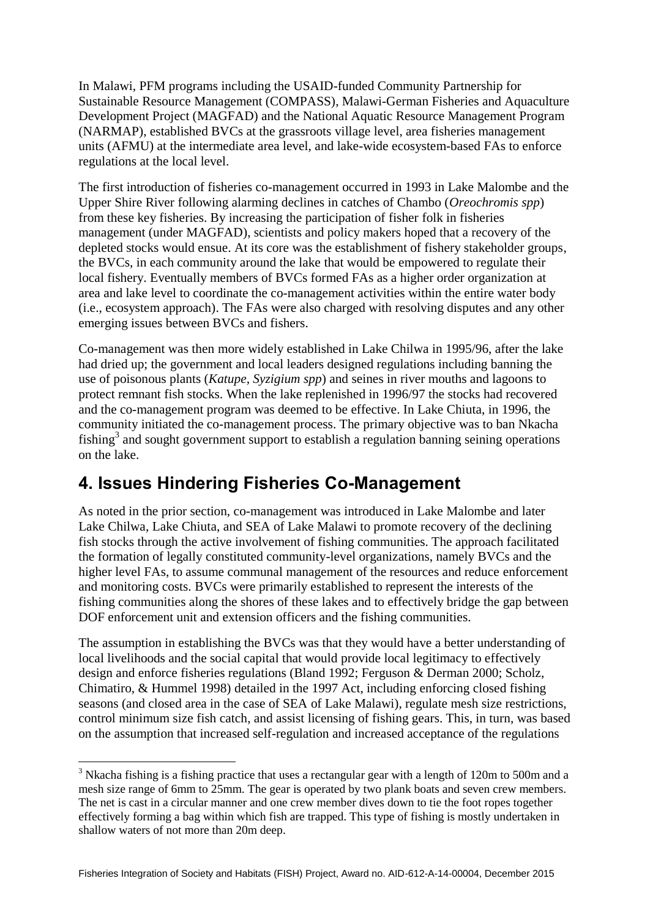In Malawi, PFM programs including the USAID-funded Community Partnership for Sustainable Resource Management (COMPASS), Malawi-German Fisheries and Aquaculture Development Project (MAGFAD) and the National Aquatic Resource Management Program (NARMAP), established BVCs at the grassroots village level, area fisheries management units (AFMU) at the intermediate area level, and lake-wide ecosystem-based FAs to enforce regulations at the local level.

The first introduction of fisheries co-management occurred in 1993 in Lake Malombe and the Upper Shire River following alarming declines in catches of Chambo (*Oreochromis spp*) from these key fisheries. By increasing the participation of fisher folk in fisheries management (under MAGFAD), scientists and policy makers hoped that a recovery of the depleted stocks would ensue. At its core was the establishment of fishery stakeholder groups, the BVCs, in each community around the lake that would be empowered to regulate their local fishery. Eventually members of BVCs formed FAs as a higher order organization at area and lake level to coordinate the co-management activities within the entire water body (i.e., ecosystem approach). The FAs were also charged with resolving disputes and any other emerging issues between BVCs and fishers.

Co-management was then more widely established in Lake Chilwa in 1995/96, after the lake had dried up; the government and local leaders designed regulations including banning the use of poisonous plants (*Katupe, Syzigium spp*) and seines in river mouths and lagoons to protect remnant fish stocks. When the lake replenished in 1996/97 the stocks had recovered and the co-management program was deemed to be effective. In Lake Chiuta, in 1996, the community initiated the co-management process. The primary objective was to ban Nkacha fishing[3] and sought government support to establish a regulation banning seining operations on the lake.

## 4. Issues Hindering Fisheries Co-Management

As noted in the prior section, co-management was introduced in Lake Malombe and later Lake Chilwa, Lake Chiuta, and SEA of Lake Malawi to promote recovery of the declining fish stocks through the active involvement of fishing communities. The approach facilitated the formation of legally constituted community-level organizations, namely BVCs and the higher level FAs, to assume communal management of the resources and reduce enforcement and monitoring costs. BVCs were primarily established to represent the interests of the fishing communities along the shores of these lakes and to effectively bridge the gap between DOF enforcement unit and extension officers and the fishing communities.

The assumption in establishing the BVCs was that they would have a better understanding of local livelihoods and the social capital that would provide local legitimacy to effectively design and enforce fisheries regulations (Bland 1992; Ferguson & Derman 2000; Scholz, Chimatiro, & Hummel 1998) detailed in the 1997 Act, including enforcing closed fishing seasons (and closed area in the case of SEA of Lake Malawi), regulate mesh size restrictions, control minimum size fish catch, and assist licensing of fishing gears. This, in turn, was based on the assumption that increased self-regulation and increased acceptance of the regulations

[3] Nkacha fishing is a fishing practice that uses a rectangular gear with a length of 120m to 500m and a mesh size range of 6mm to 25mm. The gear is operated by two plank boats and seven crew members. The net is cast in a circular manner and one crew member dives down to tie the foot ropes together effectively forming a bag within which fish are trapped. This type of fishing is mostly undertaken in shallow waters of not more than 20m deep.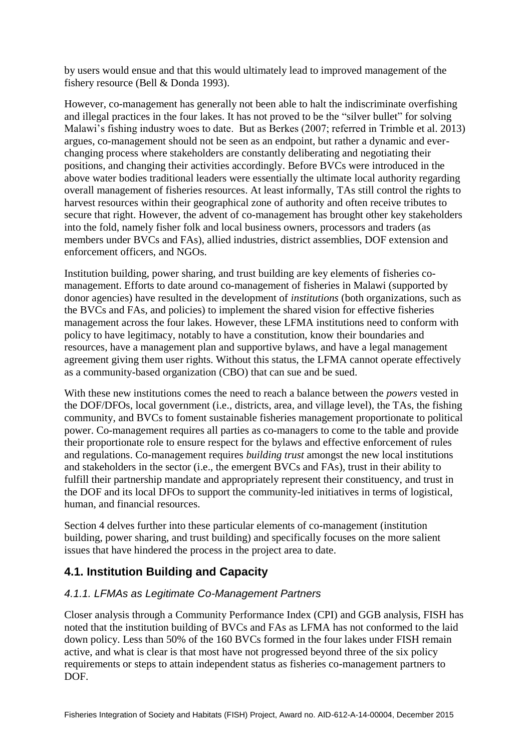by users would ensue and that this would ultimately lead to improved management of the fishery resource (Bell & Donda 1993).

However, co-management has generally not been able to halt the indiscriminate overfishing and illegal practices in the four lakes. It has not proved to be the "silver bullet" for solving Malawi's fishing industry woes to date. But as Berkes (2007; referred in Trimble et al. 2013) argues, co-management should not be seen as an endpoint, but rather a dynamic and ever-changing process where stakeholders are constantly deliberating and negotiating their positions, and changing their activities accordingly. Before BVCs were introduced in the above water bodies traditional leaders were essentially the ultimate local authority regarding overall management of fisheries resources. At least informally, TAs still control the rights to harvest resources within their geographical zone of authority and often receive tributes to secure that right. However, the advent of co-management has brought other key stakeholders into the fold, namely fisher folk and local business owners, processors and traders (as members under BVCs and FAs), allied industries, district assemblies, DOF extension and enforcement officers, and NGOs.

Institution building, power sharing, and trust building are key elements of fisheries co-management. Efforts to date around co-management of fisheries in Malawi (supported by donor agencies) have resulted in the development of *institutions* (both organizations, such as the BVCs and FAs, and policies) to implement the shared vision for effective fisheries management across the four lakes. However, these LFMA institutions need to conform with policy to have legitimacy, notably to have a constitution, know their boundaries and resources, have a management plan and supportive bylaws, and have a legal management agreement giving them user rights. Without this status, the LFMA cannot operate effectively as a community-based organization (CBO) that can sue and be sued.

With these new institutions comes the need to reach a balance between the *powers* vested in the DOF/DFOs, local government (i.e., districts, area, and village level), the TAs, the fishing community, and BVCs to foment sustainable fisheries management proportionate to political power. Co-management requires all parties as co-managers to come to the table and provide their proportionate role to ensure respect for the bylaws and effective enforcement of rules and regulations. Co-management requires *building trust* amongst the new local institutions and stakeholders in the sector (i.e., the emergent BVCs and FAs), trust in their ability to fulfill their partnership mandate and appropriately represent their constituency, and trust in the DOF and its local DFOs to support the community-led initiatives in terms of logistical, human, and financial resources.

Section 4 delves further into these particular elements of co-management (institution building, power sharing, and trust building) and specifically focuses on the more salient issues that have hindered the process in the project area to date.

## 4.1. Institution Building and Capacity

### *4.1.1. LFMAs as Legitimate Co-Management Partners*

Closer analysis through a Community Performance Index (CPI) and GGB analysis, FISH has noted that the institution building of BVCs and FAs as LFMA has not conformed to the laid down policy. Less than 50% of the 160 BVCs formed in the four lakes under FISH remain active, and what is clear is that most have not progressed beyond three of the six policy requirements or steps to attain independent status as fisheries co-management partners to DOF.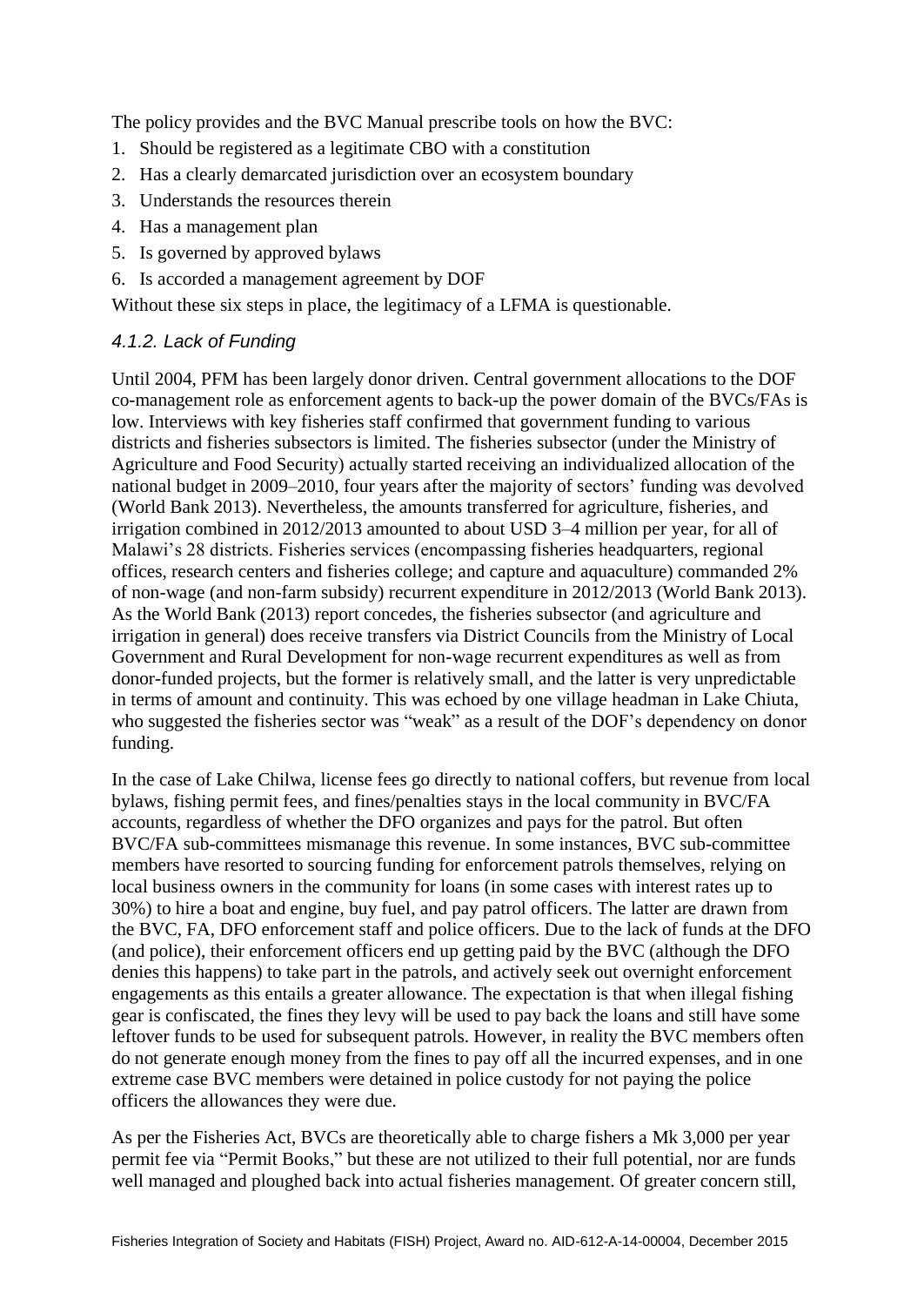The policy provides and the BVC Manual prescribe tools on how the BVC:

1. Should be registered as a legitimate CBO with a constitution
2. Has a clearly demarcated jurisdiction over an ecosystem boundary
3. Understands the resources therein
4. Has a management plan
5. Is governed by approved bylaws
6. Is accorded a management agreement by DOF

Without these six steps in place, the legitimacy of a LFMA is questionable.

### *4.1.2. Lack of Funding*

Until 2004, PFM has been largely donor driven. Central government allocations to the DOF co-management role as enforcement agents to back-up the power domain of the BVCs/FAs is low. Interviews with key fisheries staff confirmed that government funding to various districts and fisheries subsectors is limited. The fisheries subsector (under the Ministry of Agriculture and Food Security) actually started receiving an individualized allocation of the national budget in 2009–2010, four years after the majority of sectors' funding was devolved (World Bank 2013). Nevertheless, the amounts transferred for agriculture, fisheries, and irrigation combined in 2012/2013 amounted to about USD 3–4 million per year, for all of Malawi's 28 districts. Fisheries services (encompassing fisheries headquarters, regional offices, research centers and fisheries college; and capture and aquaculture) commanded 2% of non-wage (and non-farm subsidy) recurrent expenditure in 2012/2013 (World Bank 2013). As the World Bank (2013) report concedes, the fisheries subsector (and agriculture and irrigation in general) does receive transfers via District Councils from the Ministry of Local Government and Rural Development for non-wage recurrent expenditures as well as from donor-funded projects, but the former is relatively small, and the latter is very unpredictable in terms of amount and continuity. This was echoed by one village headman in Lake Chiuta, who suggested the fisheries sector was "weak" as a result of the DOF's dependency on donor funding.

In the case of Lake Chilwa, license fees go directly to national coffers, but revenue from local bylaws, fishing permit fees, and fines/penalties stays in the local community in BVC/FA accounts, regardless of whether the DFO organizes and pays for the patrol. But often BVC/FA sub-committees mismanage this revenue. In some instances, BVC sub-committee members have resorted to sourcing funding for enforcement patrols themselves, relying on local business owners in the community for loans (in some cases with interest rates up to 30%) to hire a boat and engine, buy fuel, and pay patrol officers. The latter are drawn from the BVC, FA, DFO enforcement staff and police officers. Due to the lack of funds at the DFO (and police), their enforcement officers end up getting paid by the BVC (although the DFO denies this happens) to take part in the patrols, and actively seek out overnight enforcement engagements as this entails a greater allowance. The expectation is that when illegal fishing gear is confiscated, the fines they levy will be used to pay back the loans and still have some leftover funds to be used for subsequent patrols. However, in reality the BVC members often do not generate enough money from the fines to pay off all the incurred expenses, and in one extreme case BVC members were detained in police custody for not paying the police officers the allowances they were due.

As per the Fisheries Act, BVCs are theoretically able to charge fishers a Mk 3,000 per year permit fee via "Permit Books," but these are not utilized to their full potential, nor are funds well managed and ploughed back into actual fisheries management. Of greater concern still,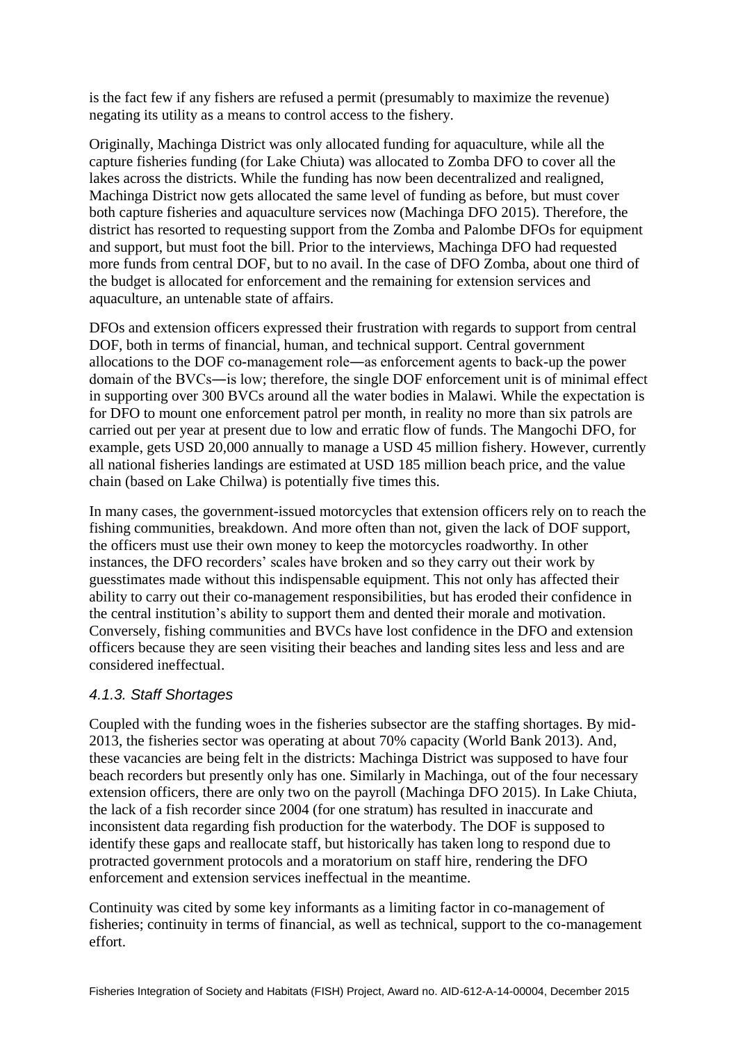is the fact few if any fishers are refused a permit (presumably to maximize the revenue) negating its utility as a means to control access to the fishery.

Originally, Machinga District was only allocated funding for aquaculture, while all the capture fisheries funding (for Lake Chiuta) was allocated to Zomba DFO to cover all the lakes across the districts. While the funding has now been decentralized and realigned, Machinga District now gets allocated the same level of funding as before, but must cover both capture fisheries and aquaculture services now (Machinga DFO 2015). Therefore, the district has resorted to requesting support from the Zomba and Palombe DFOs for equipment and support, but must foot the bill. Prior to the interviews, Machinga DFO had requested more funds from central DOF, but to no avail. In the case of DFO Zomba, about one third of the budget is allocated for enforcement and the remaining for extension services and aquaculture, an untenable state of affairs.

DFOs and extension officers expressed their frustration with regards to support from central DOF, both in terms of financial, human, and technical support. Central government allocations to the DOF co-management role—as enforcement agents to back-up the power domain of the BVCs—is low; therefore, the single DOF enforcement unit is of minimal effect in supporting over 300 BVCs around all the water bodies in Malawi. While the expectation is for DFO to mount one enforcement patrol per month, in reality no more than six patrols are carried out per year at present due to low and erratic flow of funds. The Mangochi DFO, for example, gets USD 20,000 annually to manage a USD 45 million fishery. However, currently all national fisheries landings are estimated at USD 185 million beach price, and the value chain (based on Lake Chilwa) is potentially five times this.

In many cases, the government-issued motorcycles that extension officers rely on to reach the fishing communities, breakdown. And more often than not, given the lack of DOF support, the officers must use their own money to keep the motorcycles roadworthy. In other instances, the DFO recorders' scales have broken and so they carry out their work by guesstimates made without this indispensable equipment. This not only has affected their ability to carry out their co-management responsibilities, but has eroded their confidence in the central institution's ability to support them and dented their morale and motivation. Conversely, fishing communities and BVCs have lost confidence in the DFO and extension officers because they are seen visiting their beaches and landing sites less and less and are considered ineffectual.

### *4.1.3. Staff Shortages*

Coupled with the funding woes in the fisheries subsector are the staffing shortages. By mid-2013, the fisheries sector was operating at about 70% capacity (World Bank 2013). And, these vacancies are being felt in the districts: Machinga District was supposed to have four beach recorders but presently only has one. Similarly in Machinga, out of the four necessary extension officers, there are only two on the payroll (Machinga DFO 2015). In Lake Chiuta, the lack of a fish recorder since 2004 (for one stratum) has resulted in inaccurate and inconsistent data regarding fish production for the waterbody. The DOF is supposed to identify these gaps and reallocate staff, but historically has taken long to respond due to protracted government protocols and a moratorium on staff hire, rendering the DFO enforcement and extension services ineffectual in the meantime.

Continuity was cited by some key informants as a limiting factor in co-management of fisheries; continuity in terms of financial, as well as technical, support to the co-management effort.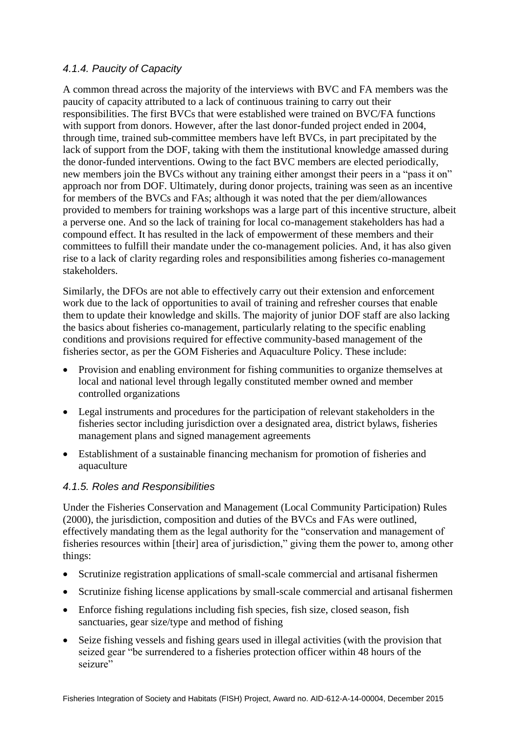### *4.1.4. Paucity of Capacity*

A common thread across the majority of the interviews with BVC and FA members was the paucity of capacity attributed to a lack of continuous training to carry out their responsibilities. The first BVCs that were established were trained on BVC/FA functions with support from donors. However, after the last donor-funded project ended in 2004, through time, trained sub-committee members have left BVCs, in part precipitated by the lack of support from the DOF, taking with them the institutional knowledge amassed during the donor-funded interventions. Owing to the fact BVC members are elected periodically, new members join the BVCs without any training either amongst their peers in a "pass it on" approach nor from DOF. Ultimately, during donor projects, training was seen as an incentive for members of the BVCs and FAs; although it was noted that the per diem/allowances provided to members for training workshops was a large part of this incentive structure, albeit a perverse one. And so the lack of training for local co-management stakeholders has had a compound effect. It has resulted in the lack of empowerment of these members and their committees to fulfill their mandate under the co-management policies. And, it has also given rise to a lack of clarity regarding roles and responsibilities among fisheries co-management stakeholders.

Similarly, the DFOs are not able to effectively carry out their extension and enforcement work due to the lack of opportunities to avail of training and refresher courses that enable them to update their knowledge and skills. The majority of junior DOF staff are also lacking the basics about fisheries co-management, particularly relating to the specific enabling conditions and provisions required for effective community-based management of the fisheries sector, as per the GOM Fisheries and Aquaculture Policy. These include:

- Provision and enabling environment for fishing communities to organize themselves at local and national level through legally constituted member owned and member controlled organizations
- Legal instruments and procedures for the participation of relevant stakeholders in the fisheries sector including jurisdiction over a designated area, district bylaws, fisheries management plans and signed management agreements
- Establishment of a sustainable financing mechanism for promotion of fisheries and aquaculture

### *4.1.5. Roles and Responsibilities*

Under the Fisheries Conservation and Management (Local Community Participation) Rules (2000), the jurisdiction, composition and duties of the BVCs and FAs were outlined, effectively mandating them as the legal authority for the "conservation and management of fisheries resources within [their] area of jurisdiction," giving them the power to, among other things:

- Scrutinize registration applications of small-scale commercial and artisanal fishermen
- Scrutinize fishing license applications by small-scale commercial and artisanal fishermen
- Enforce fishing regulations including fish species, fish size, closed season, fish sanctuaries, gear size/type and method of fishing
- Seize fishing vessels and fishing gears used in illegal activities (with the provision that seized gear "be surrendered to a fisheries protection officer within 48 hours of the seizure"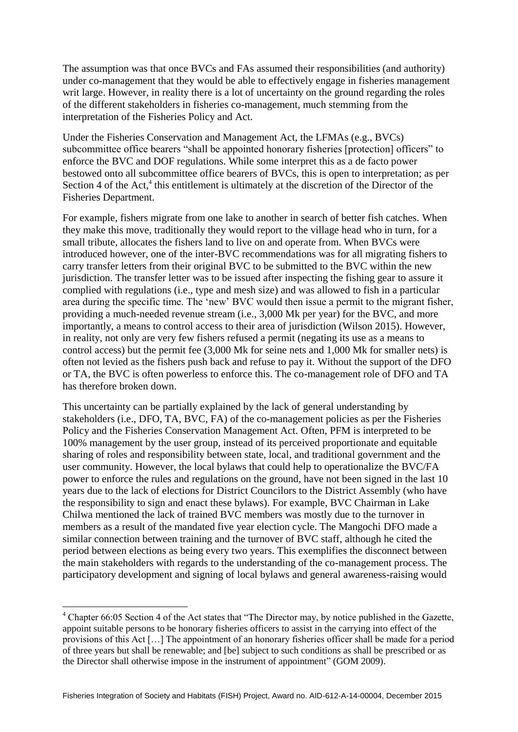The assumption was that once BVCs and FAs assumed their responsibilities (and authority) under co-management that they would be able to effectively engage in fisheries management writ large. However, in reality there is a lot of uncertainty on the ground regarding the roles of the different stakeholders in fisheries co-management, much stemming from the interpretation of the Fisheries Policy and Act.

Under the Fisheries Conservation and Management Act, the LFMAs (e.g., BVCs) subcommittee office bearers "shall be appointed honorary fisheries [protection] officers" to enforce the BVC and DOF regulations. While some interpret this as a de facto power bestowed onto all subcommittee office bearers of BVCs, this is open to interpretation; as per Section 4 of the Act,[4] this entitlement is ultimately at the discretion of the Director of the Fisheries Department.

For example, fishers migrate from one lake to another in search of better fish catches. When they make this move, traditionally they would report to the village head who in turn, for a small tribute, allocates the fishers land to live on and operate from. When BVCs were introduced however, one of the inter-BVC recommendations was for all migrating fishers to carry transfer letters from their original BVC to be submitted to the BVC within the new jurisdiction. The transfer letter was to be issued after inspecting the fishing gear to assure it complied with regulations (i.e., type and mesh size) and was allowed to fish in a particular area during the specific time. The 'new' BVC would then issue a permit to the migrant fisher, providing a much-needed revenue stream (i.e., 3,000 Mk per year) for the BVC, and more importantly, a means to control access to their area of jurisdiction (Wilson 2015). However, in reality, not only are very few fishers refused a permit (negating its use as a means to control access) but the permit fee (3,000 Mk for seine nets and 1,000 Mk for smaller nets) is often not levied as the fishers push back and refuse to pay it. Without the support of the DFO or TA, the BVC is often powerless to enforce this. The co-management role of DFO and TA has therefore broken down.

This uncertainty can be partially explained by the lack of general understanding by stakeholders (i.e., DFO, TA, BVC, FA) of the co-management policies as per the Fisheries Policy and the Fisheries Conservation Management Act. Often, PFM is interpreted to be 100% management by the user group, instead of its perceived proportionate and equitable sharing of roles and responsibility between state, local, and traditional government and the user community. However, the local bylaws that could help to operationalize the BVC/FA power to enforce the rules and regulations on the ground, have not been signed in the last 10 years due to the lack of elections for District Councilors to the District Assembly (who have the responsibility to sign and enact these bylaws). For example, BVC Chairman in Lake Chilwa mentioned the lack of trained BVC members was mostly due to the turnover in members as a result of the mandated five year election cycle. The Mangochi DFO made a similar connection between training and the turnover of BVC staff, although he cited the period between elections as being every two years. This exemplifies the disconnect between the main stakeholders with regards to the understanding of the co-management process. The participatory development and signing of local bylaws and general awareness-raising would

---

[4] Chapter 66:05 Section 4 of the Act states that "The Director may, by notice published in the Gazette, appoint suitable persons to be honorary fisheries officers to assist in the carrying into effect of the provisions of this Act […] The appointment of an honorary fisheries officer shall be made for a period of three years but shall be renewable; and [be] subject to such conditions as shall be prescribed or as the Director shall otherwise impose in the instrument of appointment" (GOM 2009).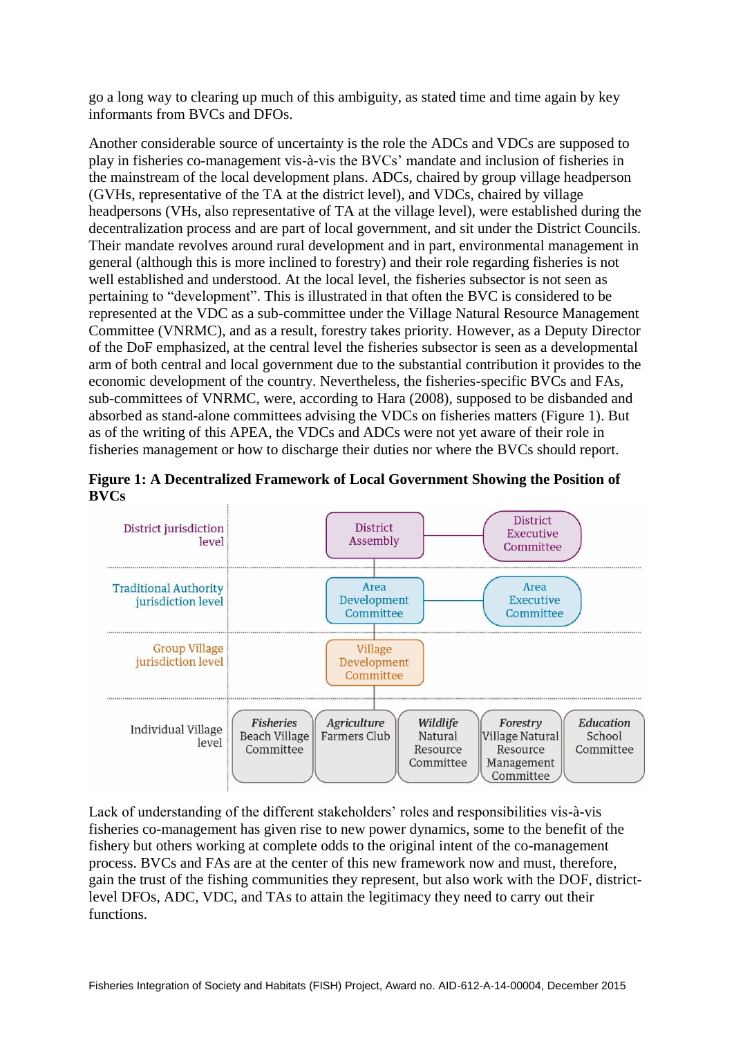go a long way to clearing up much of this ambiguity, as stated time and time again by key informants from BVCs and DFOs.

Another considerable source of uncertainty is the role the ADCs and VDCs are supposed to play in fisheries co-management vis-à-vis the BVCs' mandate and inclusion of fisheries in the mainstream of the local development plans. ADCs, chaired by group village headperson (GVHs, representative of the TA at the district level), and VDCs, chaired by village headpersons (VHs, also representative of TA at the village level), were established during the decentralization process and are part of local government, and sit under the District Councils. Their mandate revolves around rural development and in part, environmental management in general (although this is more inclined to forestry) and their role regarding fisheries is not well established and understood. At the local level, the fisheries subsector is not seen as pertaining to "development". This is illustrated in that often the BVC is considered to be represented at the VDC as a sub-committee under the Village Natural Resource Management Committee (VNRMC), and as a result, forestry takes priority. However, as a Deputy Director of the DoF emphasized, at the central level the fisheries subsector is seen as a developmental arm of both central and local government due to the substantial contribution it provides to the economic development of the country. Nevertheless, the fisheries-specific BVCs and FAs, sub-committees of VNRMC, were, according to Hara (2008), supposed to be disbanded and absorbed as stand-alone committees advising the VDCs on fisheries matters (Figure 1). But as of the writing of this APEA, the VDCs and ADCs were not yet aware of their role in fisheries management or how to discharge their duties nor where the BVCs should report.

**Figure 1: A Decentralized Framework of Local Government Showing the Position of BVCs**

| Level | | |
|---|---|---|
| District jurisdiction level | District Assembly | District Executive Committee |
| Traditional Authority jurisdiction level | Area Development Committee | Area Executive Committee |
| Group Village jurisdiction level | Village Development Committee | |

| Individual Village level | *Fisheries* Beach Village Committee | *Agriculture* Farmers Club | *Wildlife* Natural Resource Committee | *Forestry* Village Natural Resource Management Committee | *Education* School Committee |
|---|---|---|---|---|---|

Lack of understanding of the different stakeholders' roles and responsibilities vis-à-vis fisheries co-management has given rise to new power dynamics, some to the benefit of the fishery but others working at complete odds to the original intent of the co-management process. BVCs and FAs are at the center of this new framework now and must, therefore, gain the trust of the fishing communities they represent, but also work with the DOF, district-level DFOs, ADC, VDC, and TAs to attain the legitimacy they need to carry out their functions.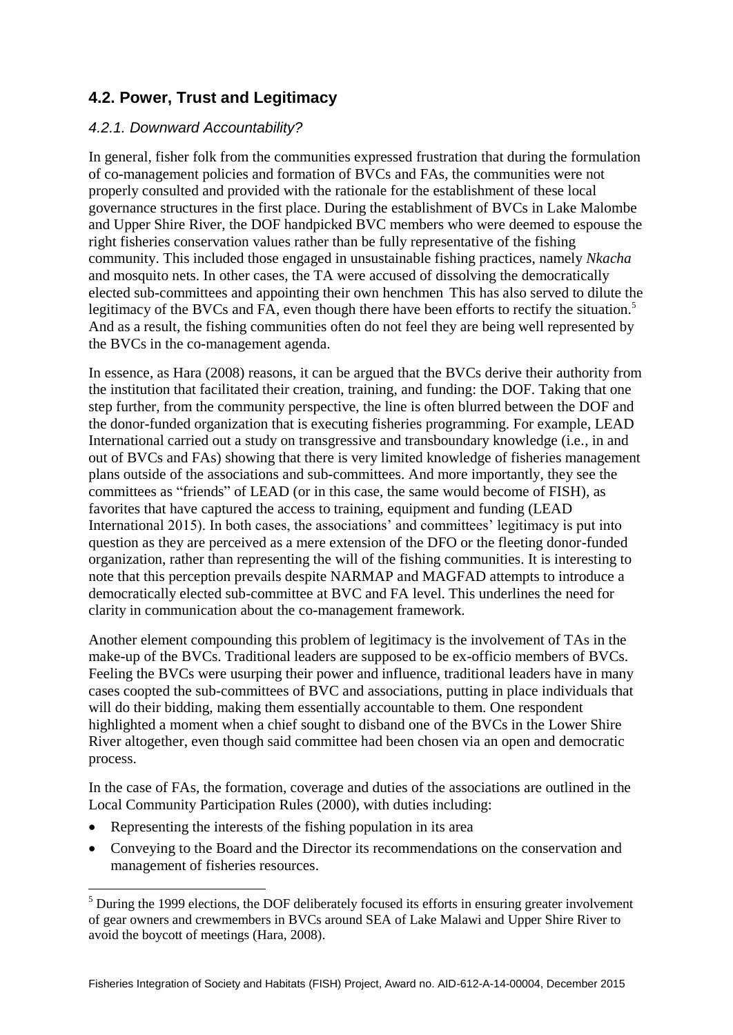## 4.2. Power, Trust and Legitimacy

### *4.2.1. Downward Accountability?*

In general, fisher folk from the communities expressed frustration that during the formulation of co-management policies and formation of BVCs and FAs, the communities were not properly consulted and provided with the rationale for the establishment of these local governance structures in the first place. During the establishment of BVCs in Lake Malombe and Upper Shire River, the DOF handpicked BVC members who were deemed to espouse the right fisheries conservation values rather than be fully representative of the fishing community. This included those engaged in unsustainable fishing practices, namely *Nkacha* and mosquito nets. In other cases, the TA were accused of dissolving the democratically elected sub-committees and appointing their own henchmen This has also served to dilute the legitimacy of the BVCs and FA, even though there have been efforts to rectify the situation.[5] And as a result, the fishing communities often do not feel they are being well represented by the BVCs in the co-management agenda.

In essence, as Hara (2008) reasons, it can be argued that the BVCs derive their authority from the institution that facilitated their creation, training, and funding: the DOF. Taking that one step further, from the community perspective, the line is often blurred between the DOF and the donor-funded organization that is executing fisheries programming. For example, LEAD International carried out a study on transgressive and transboundary knowledge (i.e., in and out of BVCs and FAs) showing that there is very limited knowledge of fisheries management plans outside of the associations and sub-committees. And more importantly, they see the committees as "friends" of LEAD (or in this case, the same would become of FISH), as favorites that have captured the access to training, equipment and funding (LEAD International 2015). In both cases, the associations' and committees' legitimacy is put into question as they are perceived as a mere extension of the DFO or the fleeting donor-funded organization, rather than representing the will of the fishing communities. It is interesting to note that this perception prevails despite NARMAP and MAGFAD attempts to introduce a democratically elected sub-committee at BVC and FA level. This underlines the need for clarity in communication about the co-management framework.

Another element compounding this problem of legitimacy is the involvement of TAs in the make-up of the BVCs. Traditional leaders are supposed to be ex-officio members of BVCs. Feeling the BVCs were usurping their power and influence, traditional leaders have in many cases coopted the sub-committees of BVC and associations, putting in place individuals that will do their bidding, making them essentially accountable to them. One respondent highlighted a moment when a chief sought to disband one of the BVCs in the Lower Shire River altogether, even though said committee had been chosen via an open and democratic process.

In the case of FAs, the formation, coverage and duties of the associations are outlined in the Local Community Participation Rules (2000), with duties including:

- Representing the interests of the fishing population in its area
- Conveying to the Board and the Director its recommendations on the conservation and management of fisheries resources.

[5] During the 1999 elections, the DOF deliberately focused its efforts in ensuring greater involvement of gear owners and crewmembers in BVCs around SEA of Lake Malawi and Upper Shire River to avoid the boycott of meetings (Hara, 2008).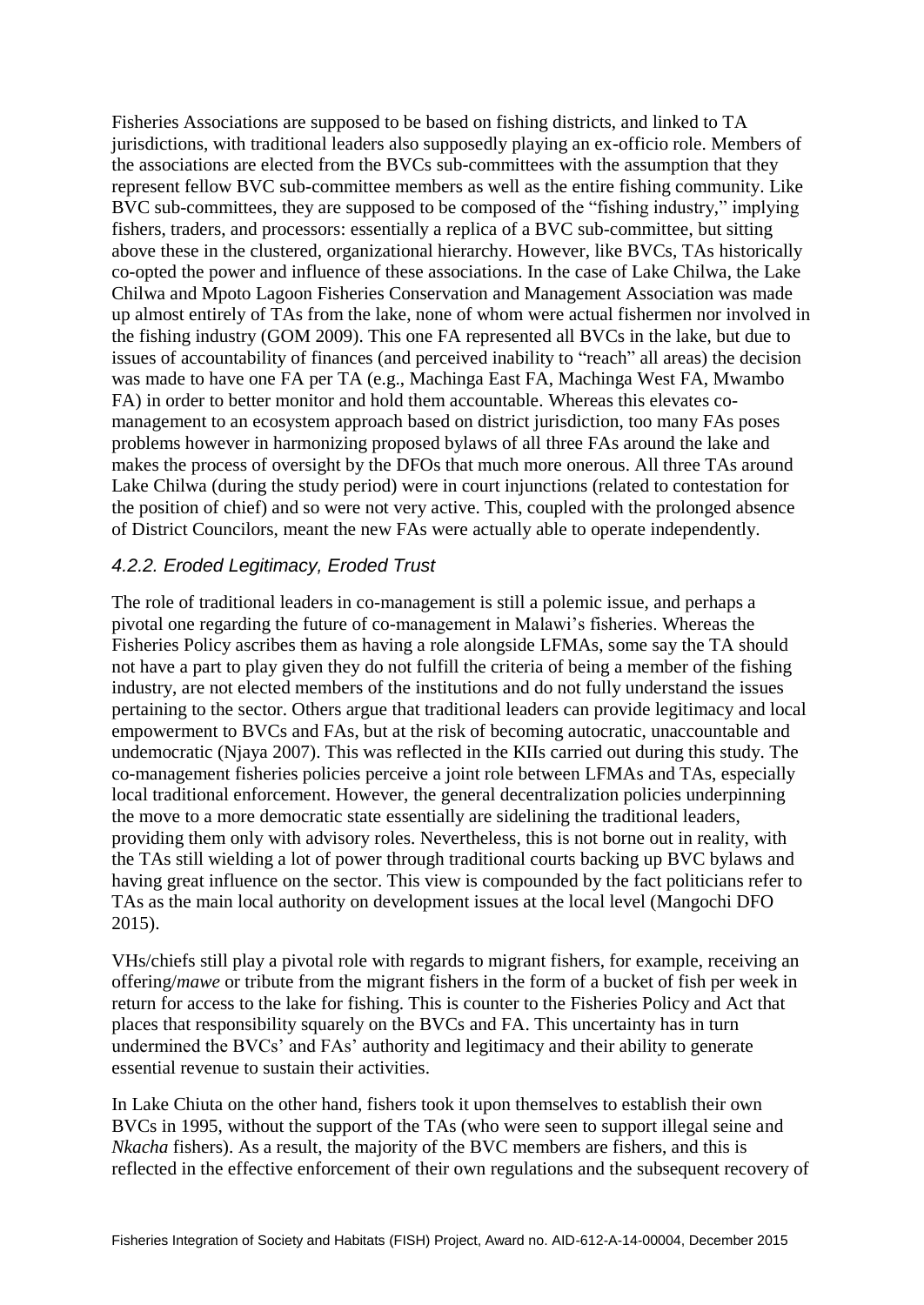Fisheries Associations are supposed to be based on fishing districts, and linked to TA jurisdictions, with traditional leaders also supposedly playing an ex-officio role. Members of the associations are elected from the BVCs sub-committees with the assumption that they represent fellow BVC sub-committee members as well as the entire fishing community. Like BVC sub-committees, they are supposed to be composed of the "fishing industry," implying fishers, traders, and processors: essentially a replica of a BVC sub-committee, but sitting above these in the clustered, organizational hierarchy. However, like BVCs, TAs historically co-opted the power and influence of these associations. In the case of Lake Chilwa, the Lake Chilwa and Mpoto Lagoon Fisheries Conservation and Management Association was made up almost entirely of TAs from the lake, none of whom were actual fishermen nor involved in the fishing industry (GOM 2009). This one FA represented all BVCs in the lake, but due to issues of accountability of finances (and perceived inability to "reach" all areas) the decision was made to have one FA per TA (e.g., Machinga East FA, Machinga West FA, Mwambo FA) in order to better monitor and hold them accountable. Whereas this elevates co-management to an ecosystem approach based on district jurisdiction, too many FAs poses problems however in harmonizing proposed bylaws of all three FAs around the lake and makes the process of oversight by the DFOs that much more onerous. All three TAs around Lake Chilwa (during the study period) were in court injunctions (related to contestation for the position of chief) and so were not very active. This, coupled with the prolonged absence of District Councilors, meant the new FAs were actually able to operate independently.

### *4.2.2. Eroded Legitimacy, Eroded Trust*

The role of traditional leaders in co-management is still a polemic issue, and perhaps a pivotal one regarding the future of co-management in Malawi's fisheries. Whereas the Fisheries Policy ascribes them as having a role alongside LFMAs, some say the TA should not have a part to play given they do not fulfill the criteria of being a member of the fishing industry, are not elected members of the institutions and do not fully understand the issues pertaining to the sector. Others argue that traditional leaders can provide legitimacy and local empowerment to BVCs and FAs, but at the risk of becoming autocratic, unaccountable and undemocratic (Njaya 2007). This was reflected in the KIIs carried out during this study. The co-management fisheries policies perceive a joint role between LFMAs and TAs, especially local traditional enforcement. However, the general decentralization policies underpinning the move to a more democratic state essentially are sidelining the traditional leaders, providing them only with advisory roles. Nevertheless, this is not borne out in reality, with the TAs still wielding a lot of power through traditional courts backing up BVC bylaws and having great influence on the sector. This view is compounded by the fact politicians refer to TAs as the main local authority on development issues at the local level (Mangochi DFO 2015).

VHs/chiefs still play a pivotal role with regards to migrant fishers, for example, receiving an offering/*mawe* or tribute from the migrant fishers in the form of a bucket of fish per week in return for access to the lake for fishing. This is counter to the Fisheries Policy and Act that places that responsibility squarely on the BVCs and FA. This uncertainty has in turn undermined the BVCs' and FAs' authority and legitimacy and their ability to generate essential revenue to sustain their activities.

In Lake Chiuta on the other hand, fishers took it upon themselves to establish their own BVCs in 1995, without the support of the TAs (who were seen to support illegal seine and *Nkacha* fishers). As a result, the majority of the BVC members are fishers, and this is reflected in the effective enforcement of their own regulations and the subsequent recovery of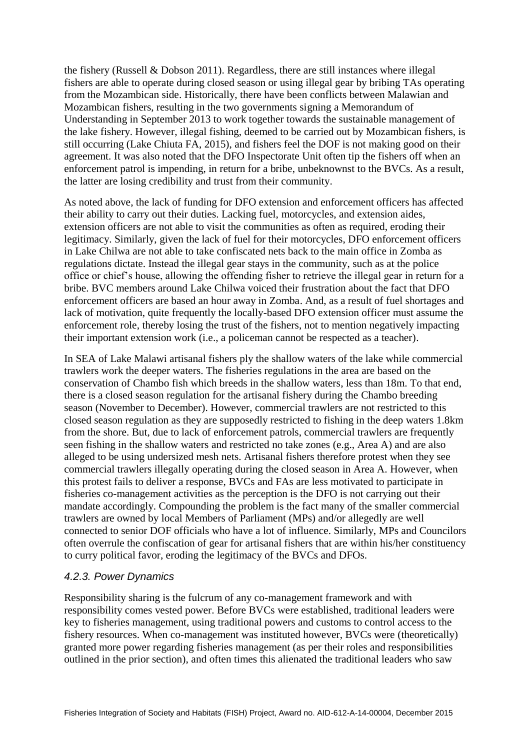the fishery (Russell & Dobson 2011). Regardless, there are still instances where illegal fishers are able to operate during closed season or using illegal gear by bribing TAs operating from the Mozambican side. Historically, there have been conflicts between Malawian and Mozambican fishers, resulting in the two governments signing a Memorandum of Understanding in September 2013 to work together towards the sustainable management of the lake fishery. However, illegal fishing, deemed to be carried out by Mozambican fishers, is still occurring (Lake Chiuta FA, 2015), and fishers feel the DOF is not making good on their agreement. It was also noted that the DFO Inspectorate Unit often tip the fishers off when an enforcement patrol is impending, in return for a bribe, unbeknownst to the BVCs. As a result, the latter are losing credibility and trust from their community.

As noted above, the lack of funding for DFO extension and enforcement officers has affected their ability to carry out their duties. Lacking fuel, motorcycles, and extension aides, extension officers are not able to visit the communities as often as required, eroding their legitimacy. Similarly, given the lack of fuel for their motorcycles, DFO enforcement officers in Lake Chilwa are not able to take confiscated nets back to the main office in Zomba as regulations dictate. Instead the illegal gear stays in the community, such as at the police office or chief's house, allowing the offending fisher to retrieve the illegal gear in return for a bribe. BVC members around Lake Chilwa voiced their frustration about the fact that DFO enforcement officers are based an hour away in Zomba. And, as a result of fuel shortages and lack of motivation, quite frequently the locally-based DFO extension officer must assume the enforcement role, thereby losing the trust of the fishers, not to mention negatively impacting their important extension work (i.e., a policeman cannot be respected as a teacher).

In SEA of Lake Malawi artisanal fishers ply the shallow waters of the lake while commercial trawlers work the deeper waters. The fisheries regulations in the area are based on the conservation of Chambo fish which breeds in the shallow waters, less than 18m. To that end, there is a closed season regulation for the artisanal fishery during the Chambo breeding season (November to December). However, commercial trawlers are not restricted to this closed season regulation as they are supposedly restricted to fishing in the deep waters 1.8km from the shore. But, due to lack of enforcement patrols, commercial trawlers are frequently seen fishing in the shallow waters and restricted no take zones (e.g., Area A) and are also alleged to be using undersized mesh nets. Artisanal fishers therefore protest when they see commercial trawlers illegally operating during the closed season in Area A. However, when this protest fails to deliver a response, BVCs and FAs are less motivated to participate in fisheries co-management activities as the perception is the DFO is not carrying out their mandate accordingly. Compounding the problem is the fact many of the smaller commercial trawlers are owned by local Members of Parliament (MPs) and/or allegedly are well connected to senior DOF officials who have a lot of influence. Similarly, MPs and Councilors often overrule the confiscation of gear for artisanal fishers that are within his/her constituency to curry political favor, eroding the legitimacy of the BVCs and DFOs.

### *4.2.3. Power Dynamics*

Responsibility sharing is the fulcrum of any co-management framework and with responsibility comes vested power. Before BVCs were established, traditional leaders were key to fisheries management, using traditional powers and customs to control access to the fishery resources. When co-management was instituted however, BVCs were (theoretically) granted more power regarding fisheries management (as per their roles and responsibilities outlined in the prior section), and often times this alienated the traditional leaders who saw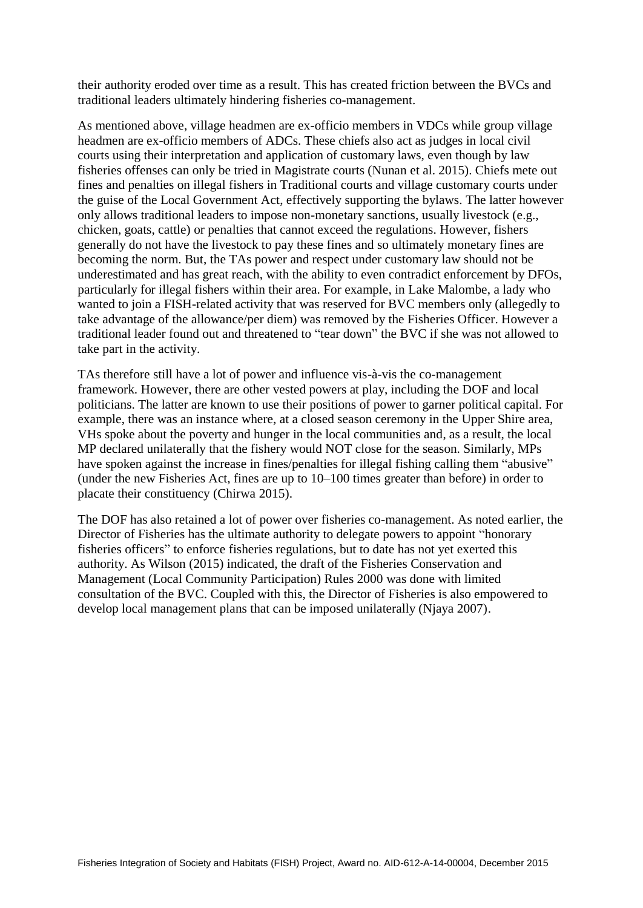their authority eroded over time as a result. This has created friction between the BVCs and traditional leaders ultimately hindering fisheries co-management.

As mentioned above, village headmen are ex-officio members in VDCs while group village headmen are ex-officio members of ADCs. These chiefs also act as judges in local civil courts using their interpretation and application of customary laws, even though by law fisheries offenses can only be tried in Magistrate courts (Nunan et al. 2015). Chiefs mete out fines and penalties on illegal fishers in Traditional courts and village customary courts under the guise of the Local Government Act, effectively supporting the bylaws. The latter however only allows traditional leaders to impose non-monetary sanctions, usually livestock (e.g., chicken, goats, cattle) or penalties that cannot exceed the regulations. However, fishers generally do not have the livestock to pay these fines and so ultimately monetary fines are becoming the norm. But, the TAs power and respect under customary law should not be underestimated and has great reach, with the ability to even contradict enforcement by DFOs, particularly for illegal fishers within their area. For example, in Lake Malombe, a lady who wanted to join a FISH-related activity that was reserved for BVC members only (allegedly to take advantage of the allowance/per diem) was removed by the Fisheries Officer. However a traditional leader found out and threatened to "tear down" the BVC if she was not allowed to take part in the activity.

TAs therefore still have a lot of power and influence vis-à-vis the co-management framework. However, there are other vested powers at play, including the DOF and local politicians. The latter are known to use their positions of power to garner political capital. For example, there was an instance where, at a closed season ceremony in the Upper Shire area, VHs spoke about the poverty and hunger in the local communities and, as a result, the local MP declared unilaterally that the fishery would NOT close for the season. Similarly, MPs have spoken against the increase in fines/penalties for illegal fishing calling them "abusive" (under the new Fisheries Act, fines are up to 10–100 times greater than before) in order to placate their constituency (Chirwa 2015).

The DOF has also retained a lot of power over fisheries co-management. As noted earlier, the Director of Fisheries has the ultimate authority to delegate powers to appoint "honorary fisheries officers" to enforce fisheries regulations, but to date has not yet exerted this authority. As Wilson (2015) indicated, the draft of the Fisheries Conservation and Management (Local Community Participation) Rules 2000 was done with limited consultation of the BVC. Coupled with this, the Director of Fisheries is also empowered to develop local management plans that can be imposed unilaterally (Njaya 2007).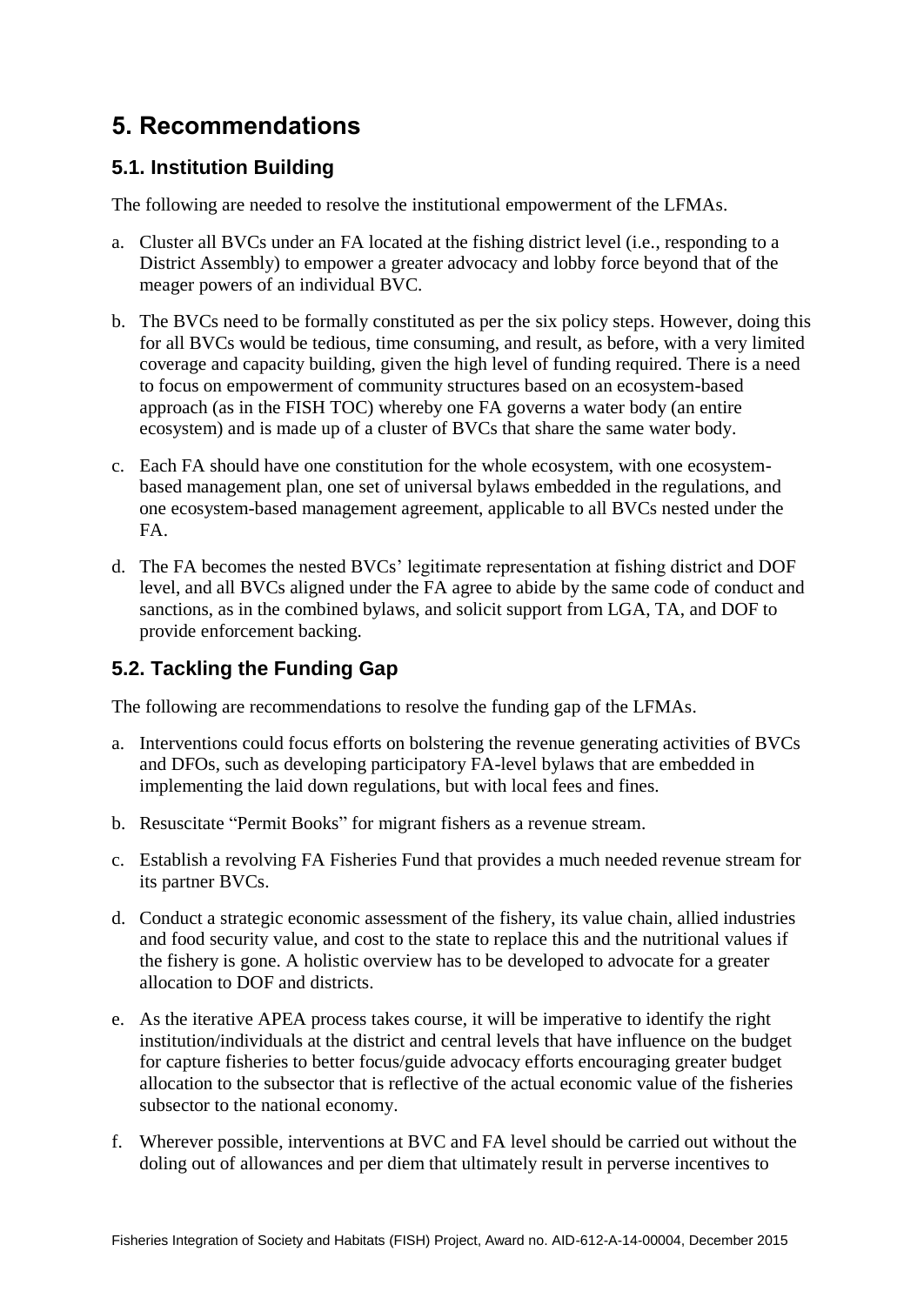# 5. Recommendations

## 5.1. Institution Building

The following are needed to resolve the institutional empowerment of the LFMAs.

a. Cluster all BVCs under an FA located at the fishing district level (i.e., responding to a District Assembly) to empower a greater advocacy and lobby force beyond that of the meager powers of an individual BVC.

b. The BVCs need to be formally constituted as per the six policy steps. However, doing this for all BVCs would be tedious, time consuming, and result, as before, with a very limited coverage and capacity building, given the high level of funding required. There is a need to focus on empowerment of community structures based on an ecosystem-based approach (as in the FISH TOC) whereby one FA governs a water body (an entire ecosystem) and is made up of a cluster of BVCs that share the same water body.

c. Each FA should have one constitution for the whole ecosystem, with one ecosystem-based management plan, one set of universal bylaws embedded in the regulations, and one ecosystem-based management agreement, applicable to all BVCs nested under the FA.

d. The FA becomes the nested BVCs' legitimate representation at fishing district and DOF level, and all BVCs aligned under the FA agree to abide by the same code of conduct and sanctions, as in the combined bylaws, and solicit support from LGA, TA, and DOF to provide enforcement backing.

## 5.2. Tackling the Funding Gap

The following are recommendations to resolve the funding gap of the LFMAs.

a. Interventions could focus efforts on bolstering the revenue generating activities of BVCs and DFOs, such as developing participatory FA-level bylaws that are embedded in implementing the laid down regulations, but with local fees and fines.

b. Resuscitate "Permit Books" for migrant fishers as a revenue stream.

c. Establish a revolving FA Fisheries Fund that provides a much needed revenue stream for its partner BVCs.

d. Conduct a strategic economic assessment of the fishery, its value chain, allied industries and food security value, and cost to the state to replace this and the nutritional values if the fishery is gone. A holistic overview has to be developed to advocate for a greater allocation to DOF and districts.

e. As the iterative APEA process takes course, it will be imperative to identify the right institution/individuals at the district and central levels that have influence on the budget for capture fisheries to better focus/guide advocacy efforts encouraging greater budget allocation to the subsector that is reflective of the actual economic value of the fisheries subsector to the national economy.

f. Wherever possible, interventions at BVC and FA level should be carried out without the doling out of allowances and per diem that ultimately result in perverse incentives to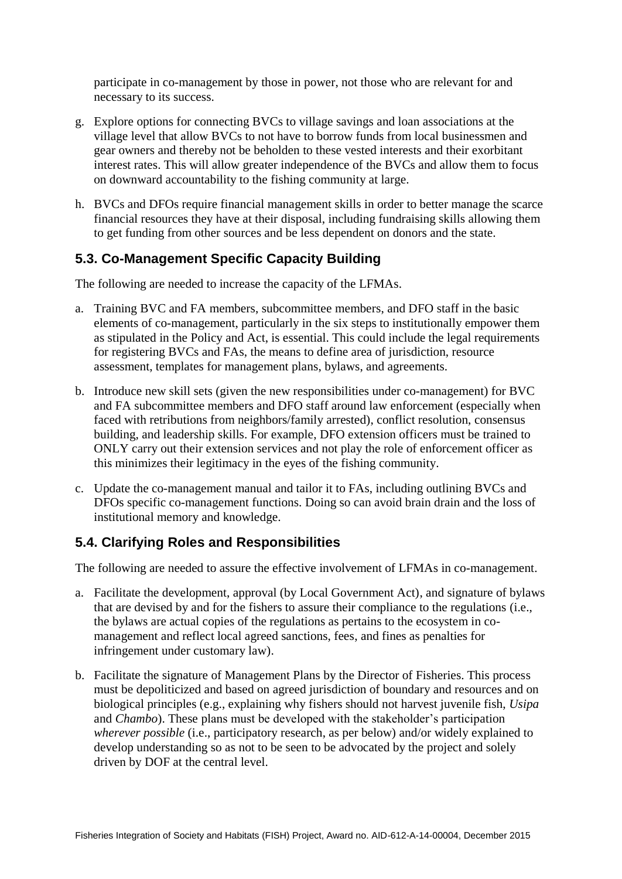participate in co-management by those in power, not those who are relevant for and necessary to its success.

g. Explore options for connecting BVCs to village savings and loan associations at the village level that allow BVCs to not have to borrow funds from local businessmen and gear owners and thereby not be beholden to these vested interests and their exorbitant interest rates. This will allow greater independence of the BVCs and allow them to focus on downward accountability to the fishing community at large.

h. BVCs and DFOs require financial management skills in order to better manage the scarce financial resources they have at their disposal, including fundraising skills allowing them to get funding from other sources and be less dependent on donors and the state.

## 5.3. Co-Management Specific Capacity Building

The following are needed to increase the capacity of the LFMAs.

a. Training BVC and FA members, subcommittee members, and DFO staff in the basic elements of co-management, particularly in the six steps to institutionally empower them as stipulated in the Policy and Act, is essential. This could include the legal requirements for registering BVCs and FAs, the means to define area of jurisdiction, resource assessment, templates for management plans, bylaws, and agreements.

b. Introduce new skill sets (given the new responsibilities under co-management) for BVC and FA subcommittee members and DFO staff around law enforcement (especially when faced with retributions from neighbors/family arrested), conflict resolution, consensus building, and leadership skills. For example, DFO extension officers must be trained to ONLY carry out their extension services and not play the role of enforcement officer as this minimizes their legitimacy in the eyes of the fishing community.

c. Update the co-management manual and tailor it to FAs, including outlining BVCs and DFOs specific co-management functions. Doing so can avoid brain drain and the loss of institutional memory and knowledge.

## 5.4. Clarifying Roles and Responsibilities

The following are needed to assure the effective involvement of LFMAs in co-management.

a. Facilitate the development, approval (by Local Government Act), and signature of bylaws that are devised by and for the fishers to assure their compliance to the regulations (i.e., the bylaws are actual copies of the regulations as pertains to the ecosystem in co-management and reflect local agreed sanctions, fees, and fines as penalties for infringement under customary law).

b. Facilitate the signature of Management Plans by the Director of Fisheries. This process must be depoliticized and based on agreed jurisdiction of boundary and resources and on biological principles (e.g., explaining why fishers should not harvest juvenile fish, *Usipa* and *Chambo*). These plans must be developed with the stakeholder's participation *wherever possible* (i.e., participatory research, as per below) and/or widely explained to develop understanding so as not to be seen to be advocated by the project and solely driven by DOF at the central level.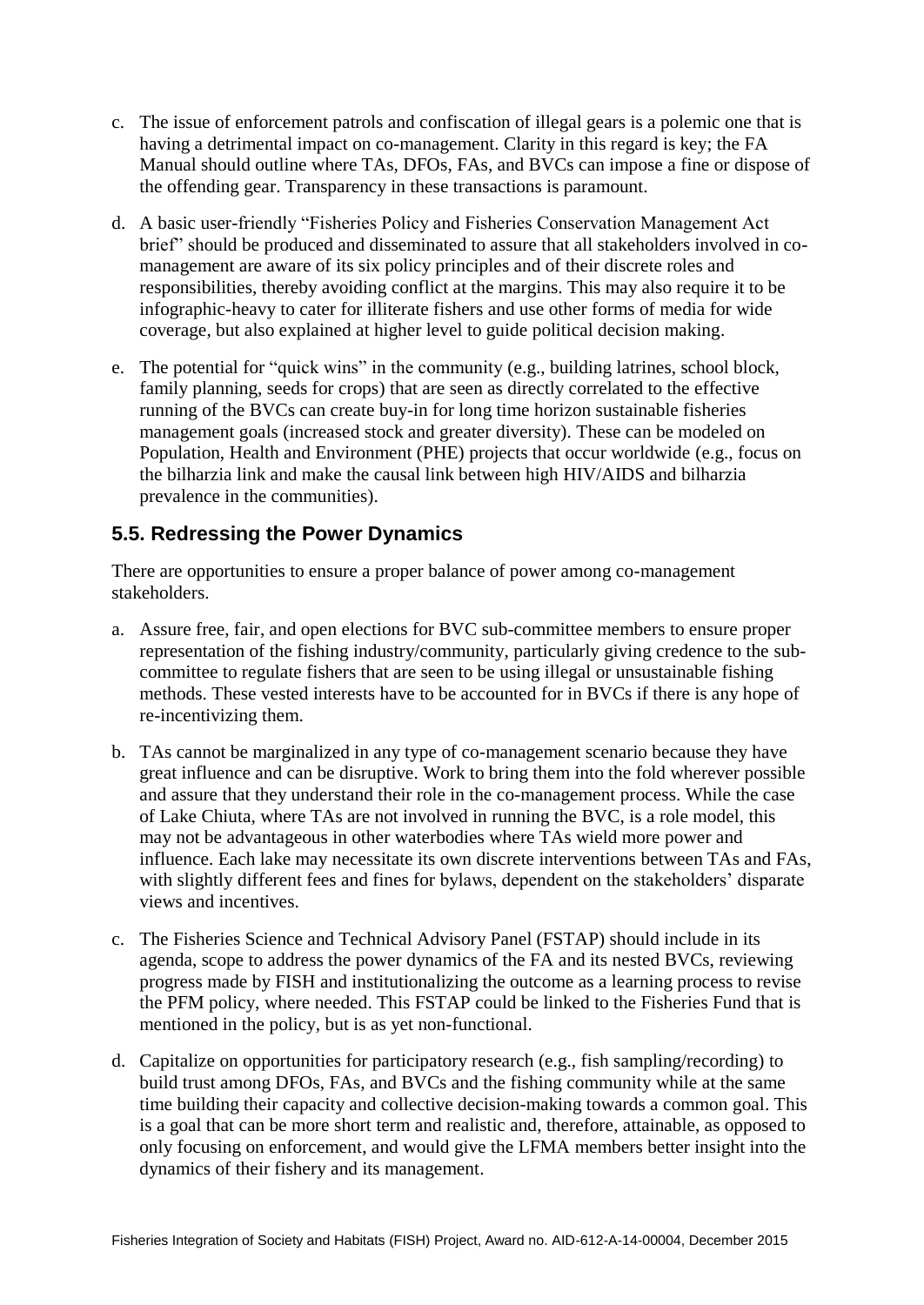c. The issue of enforcement patrols and confiscation of illegal gears is a polemic one that is having a detrimental impact on co-management. Clarity in this regard is key; the FA Manual should outline where TAs, DFOs, FAs, and BVCs can impose a fine or dispose of the offending gear. Transparency in these transactions is paramount.

d. A basic user-friendly "Fisheries Policy and Fisheries Conservation Management Act brief" should be produced and disseminated to assure that all stakeholders involved in co-management are aware of its six policy principles and of their discrete roles and responsibilities, thereby avoiding conflict at the margins. This may also require it to be infographic-heavy to cater for illiterate fishers and use other forms of media for wide coverage, but also explained at higher level to guide political decision making.

e. The potential for "quick wins" in the community (e.g., building latrines, school block, family planning, seeds for crops) that are seen as directly correlated to the effective running of the BVCs can create buy-in for long time horizon sustainable fisheries management goals (increased stock and greater diversity). These can be modeled on Population, Health and Environment (PHE) projects that occur worldwide (e.g., focus on the bilharzia link and make the causal link between high HIV/AIDS and bilharzia prevalence in the communities).

## 5.5. Redressing the Power Dynamics

There are opportunities to ensure a proper balance of power among co-management stakeholders.

a. Assure free, fair, and open elections for BVC sub-committee members to ensure proper representation of the fishing industry/community, particularly giving credence to the sub-committee to regulate fishers that are seen to be using illegal or unsustainable fishing methods. These vested interests have to be accounted for in BVCs if there is any hope of re-incentivizing them.

b. TAs cannot be marginalized in any type of co-management scenario because they have great influence and can be disruptive. Work to bring them into the fold wherever possible and assure that they understand their role in the co-management process. While the case of Lake Chiuta, where TAs are not involved in running the BVC, is a role model, this may not be advantageous in other waterbodies where TAs wield more power and influence. Each lake may necessitate its own discrete interventions between TAs and FAs, with slightly different fees and fines for bylaws, dependent on the stakeholders' disparate views and incentives.

c. The Fisheries Science and Technical Advisory Panel (FSTAP) should include in its agenda, scope to address the power dynamics of the FA and its nested BVCs, reviewing progress made by FISH and institutionalizing the outcome as a learning process to revise the PFM policy, where needed. This FSTAP could be linked to the Fisheries Fund that is mentioned in the policy, but is as yet non-functional.

d. Capitalize on opportunities for participatory research (e.g., fish sampling/recording) to build trust among DFOs, FAs, and BVCs and the fishing community while at the same time building their capacity and collective decision-making towards a common goal. This is a goal that can be more short term and realistic and, therefore, attainable, as opposed to only focusing on enforcement, and would give the LFMA members better insight into the dynamics of their fishery and its management.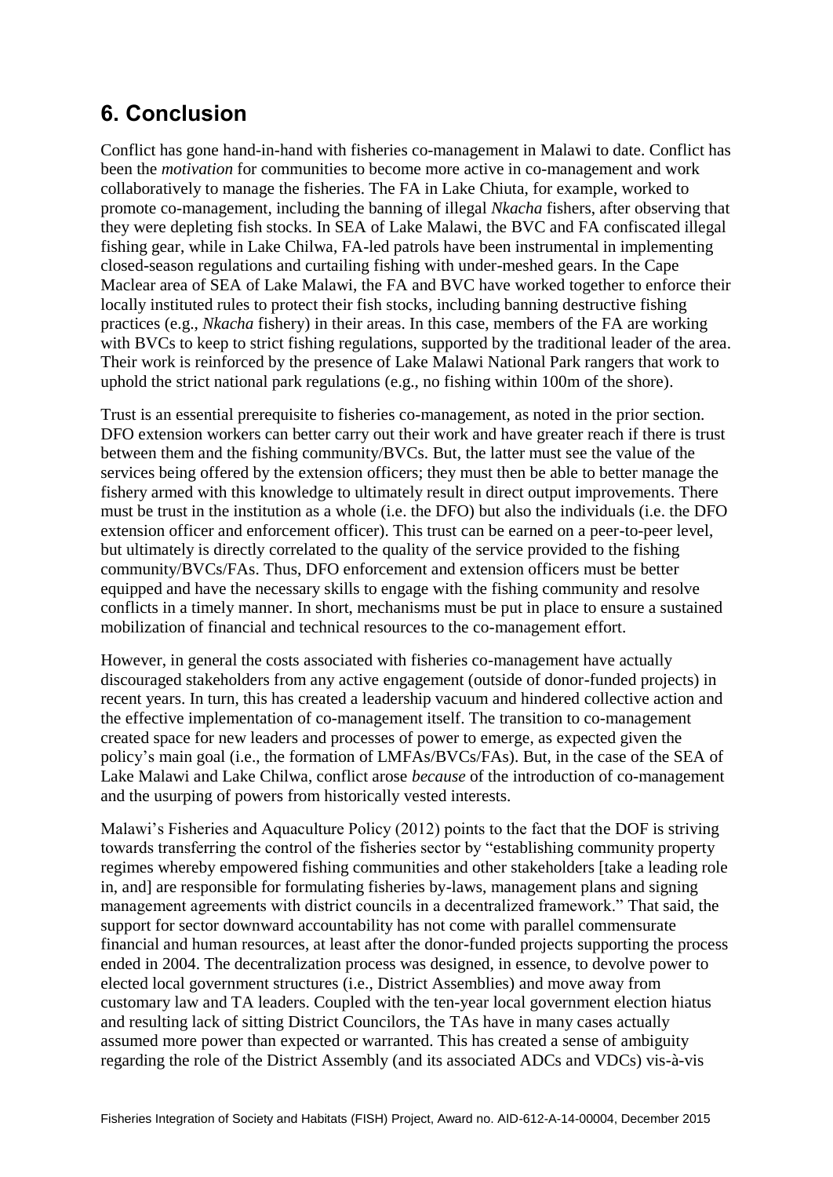## 6. Conclusion

Conflict has gone hand-in-hand with fisheries co-management in Malawi to date. Conflict has been the *motivation* for communities to become more active in co-management and work collaboratively to manage the fisheries. The FA in Lake Chiuta, for example, worked to promote co-management, including the banning of illegal *Nkacha* fishers, after observing that they were depleting fish stocks. In SEA of Lake Malawi, the BVC and FA confiscated illegal fishing gear, while in Lake Chilwa, FA-led patrols have been instrumental in implementing closed-season regulations and curtailing fishing with under-meshed gears. In the Cape Maclear area of SEA of Lake Malawi, the FA and BVC have worked together to enforce their locally instituted rules to protect their fish stocks, including banning destructive fishing practices (e.g., *Nkacha* fishery) in their areas. In this case, members of the FA are working with BVCs to keep to strict fishing regulations, supported by the traditional leader of the area. Their work is reinforced by the presence of Lake Malawi National Park rangers that work to uphold the strict national park regulations (e.g., no fishing within 100m of the shore).

Trust is an essential prerequisite to fisheries co-management, as noted in the prior section. DFO extension workers can better carry out their work and have greater reach if there is trust between them and the fishing community/BVCs. But, the latter must see the value of the services being offered by the extension officers; they must then be able to better manage the fishery armed with this knowledge to ultimately result in direct output improvements. There must be trust in the institution as a whole (i.e. the DFO) but also the individuals (i.e. the DFO extension officer and enforcement officer). This trust can be earned on a peer-to-peer level, but ultimately is directly correlated to the quality of the service provided to the fishing community/BVCs/FAs. Thus, DFO enforcement and extension officers must be better equipped and have the necessary skills to engage with the fishing community and resolve conflicts in a timely manner. In short, mechanisms must be put in place to ensure a sustained mobilization of financial and technical resources to the co-management effort.

However, in general the costs associated with fisheries co-management have actually discouraged stakeholders from any active engagement (outside of donor-funded projects) in recent years. In turn, this has created a leadership vacuum and hindered collective action and the effective implementation of co-management itself. The transition to co-management created space for new leaders and processes of power to emerge, as expected given the policy's main goal (i.e., the formation of LMFAs/BVCs/FAs). But, in the case of the SEA of Lake Malawi and Lake Chilwa, conflict arose *because* of the introduction of co-management and the usurping of powers from historically vested interests.

Malawi's Fisheries and Aquaculture Policy (2012) points to the fact that the DOF is striving towards transferring the control of the fisheries sector by "establishing community property regimes whereby empowered fishing communities and other stakeholders [take a leading role in, and] are responsible for formulating fisheries by-laws, management plans and signing management agreements with district councils in a decentralized framework." That said, the support for sector downward accountability has not come with parallel commensurate financial and human resources, at least after the donor-funded projects supporting the process ended in 2004. The decentralization process was designed, in essence, to devolve power to elected local government structures (i.e., District Assemblies) and move away from customary law and TA leaders. Coupled with the ten-year local government election hiatus and resulting lack of sitting District Councilors, the TAs have in many cases actually assumed more power than expected or warranted. This has created a sense of ambiguity regarding the role of the District Assembly (and its associated ADCs and VDCs) vis-à-vis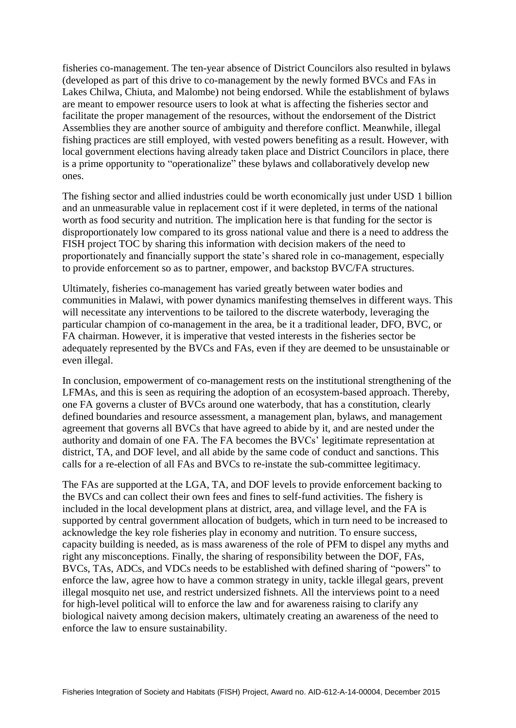fisheries co-management. The ten-year absence of District Councilors also resulted in bylaws (developed as part of this drive to co-management by the newly formed BVCs and FAs in Lakes Chilwa, Chiuta, and Malombe) not being endorsed. While the establishment of bylaws are meant to empower resource users to look at what is affecting the fisheries sector and facilitate the proper management of the resources, without the endorsement of the District Assemblies they are another source of ambiguity and therefore conflict. Meanwhile, illegal fishing practices are still employed, with vested powers benefiting as a result. However, with local government elections having already taken place and District Councilors in place, there is a prime opportunity to "operationalize" these bylaws and collaboratively develop new ones.

The fishing sector and allied industries could be worth economically just under USD 1 billion and an unmeasurable value in replacement cost if it were depleted, in terms of the national worth as food security and nutrition. The implication here is that funding for the sector is disproportionately low compared to its gross national value and there is a need to address the FISH project TOC by sharing this information with decision makers of the need to proportionately and financially support the state's shared role in co-management, especially to provide enforcement so as to partner, empower, and backstop BVC/FA structures.

Ultimately, fisheries co-management has varied greatly between water bodies and communities in Malawi, with power dynamics manifesting themselves in different ways. This will necessitate any interventions to be tailored to the discrete waterbody, leveraging the particular champion of co-management in the area, be it a traditional leader, DFO, BVC, or FA chairman. However, it is imperative that vested interests in the fisheries sector be adequately represented by the BVCs and FAs, even if they are deemed to be unsustainable or even illegal.

In conclusion, empowerment of co-management rests on the institutional strengthening of the LFMAs, and this is seen as requiring the adoption of an ecosystem-based approach. Thereby, one FA governs a cluster of BVCs around one waterbody, that has a constitution, clearly defined boundaries and resource assessment, a management plan, bylaws, and management agreement that governs all BVCs that have agreed to abide by it, and are nested under the authority and domain of one FA. The FA becomes the BVCs' legitimate representation at district, TA, and DOF level, and all abide by the same code of conduct and sanctions. This calls for a re-election of all FAs and BVCs to re-instate the sub-committee legitimacy.

The FAs are supported at the LGA, TA, and DOF levels to provide enforcement backing to the BVCs and can collect their own fees and fines to self-fund activities. The fishery is included in the local development plans at district, area, and village level, and the FA is supported by central government allocation of budgets, which in turn need to be increased to acknowledge the key role fisheries play in economy and nutrition. To ensure success, capacity building is needed, as is mass awareness of the role of PFM to dispel any myths and right any misconceptions. Finally, the sharing of responsibility between the DOF, FAs, BVCs, TAs, ADCs, and VDCs needs to be established with defined sharing of "powers" to enforce the law, agree how to have a common strategy in unity, tackle illegal gears, prevent illegal mosquito net use, and restrict undersized fishnets. All the interviews point to a need for high-level political will to enforce the law and for awareness raising to clarify any biological naivety among decision makers, ultimately creating an awareness of the need to enforce the law to ensure sustainability.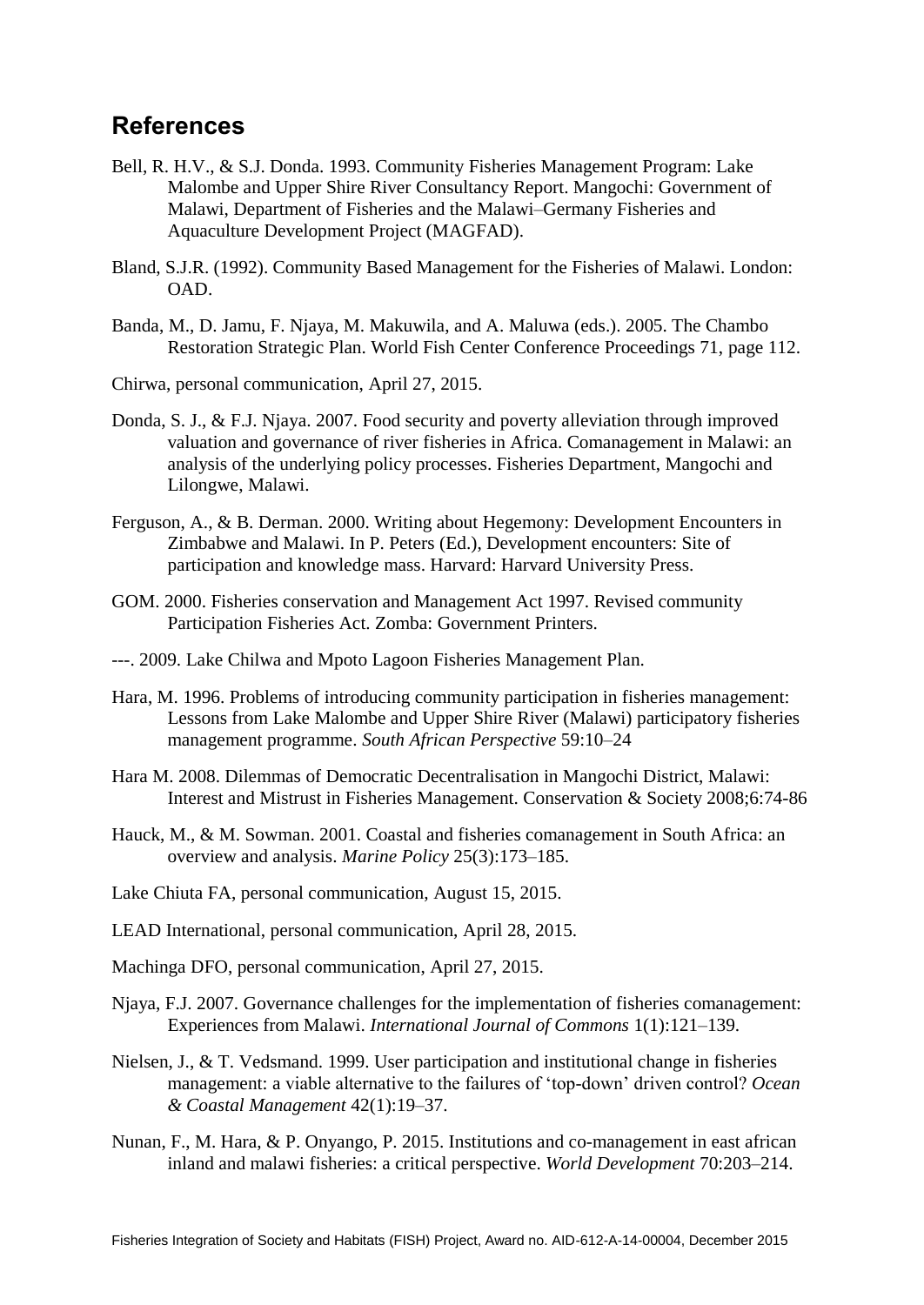## References

Bell, R. H.V., & S.J. Donda. 1993. Community Fisheries Management Program: Lake Malombe and Upper Shire River Consultancy Report. Mangochi: Government of Malawi, Department of Fisheries and the Malawi–Germany Fisheries and Aquaculture Development Project (MAGFAD).

Bland, S.J.R. (1992). Community Based Management for the Fisheries of Malawi. London: OAD.

Banda, M., D. Jamu, F. Njaya, M. Makuwila, and A. Maluwa (eds.). 2005. The Chambo Restoration Strategic Plan. World Fish Center Conference Proceedings 71, page 112.

Chirwa, personal communication, April 27, 2015.

Donda, S. J., & F.J. Njaya. 2007. Food security and poverty alleviation through improved valuation and governance of river fisheries in Africa. Comanagement in Malawi: an analysis of the underlying policy processes. Fisheries Department, Mangochi and Lilongwe, Malawi.

Ferguson, A., & B. Derman. 2000. Writing about Hegemony: Development Encounters in Zimbabwe and Malawi. In P. Peters (Ed.), Development encounters: Site of participation and knowledge mass. Harvard: Harvard University Press.

GOM. 2000. Fisheries conservation and Management Act 1997. Revised community Participation Fisheries Act. Zomba: Government Printers.

---. 2009. Lake Chilwa and Mpoto Lagoon Fisheries Management Plan.

Hara, M. 1996. Problems of introducing community participation in fisheries management: Lessons from Lake Malombe and Upper Shire River (Malawi) participatory fisheries management programme. *South African Perspective* 59:10–24

Hara M. 2008. Dilemmas of Democratic Decentralisation in Mangochi District, Malawi: Interest and Mistrust in Fisheries Management. Conservation & Society 2008;6:74-86

Hauck, M., & M. Sowman. 2001. Coastal and fisheries comanagement in South Africa: an overview and analysis. *Marine Policy* 25(3):173–185.

Lake Chiuta FA, personal communication, August 15, 2015.

LEAD International, personal communication, April 28, 2015.

Machinga DFO, personal communication, April 27, 2015.

Njaya, F.J. 2007. Governance challenges for the implementation of fisheries comanagement: Experiences from Malawi. *International Journal of Commons* 1(1):121–139.

Nielsen, J., & T. Vedsmand. 1999. User participation and institutional change in fisheries management: a viable alternative to the failures of 'top-down' driven control? *Ocean & Coastal Management* 42(1):19–37.

Nunan, F., M. Hara, & P. Onyango, P. 2015. Institutions and co-management in east african inland and malawi fisheries: a critical perspective. *World Development* 70:203–214.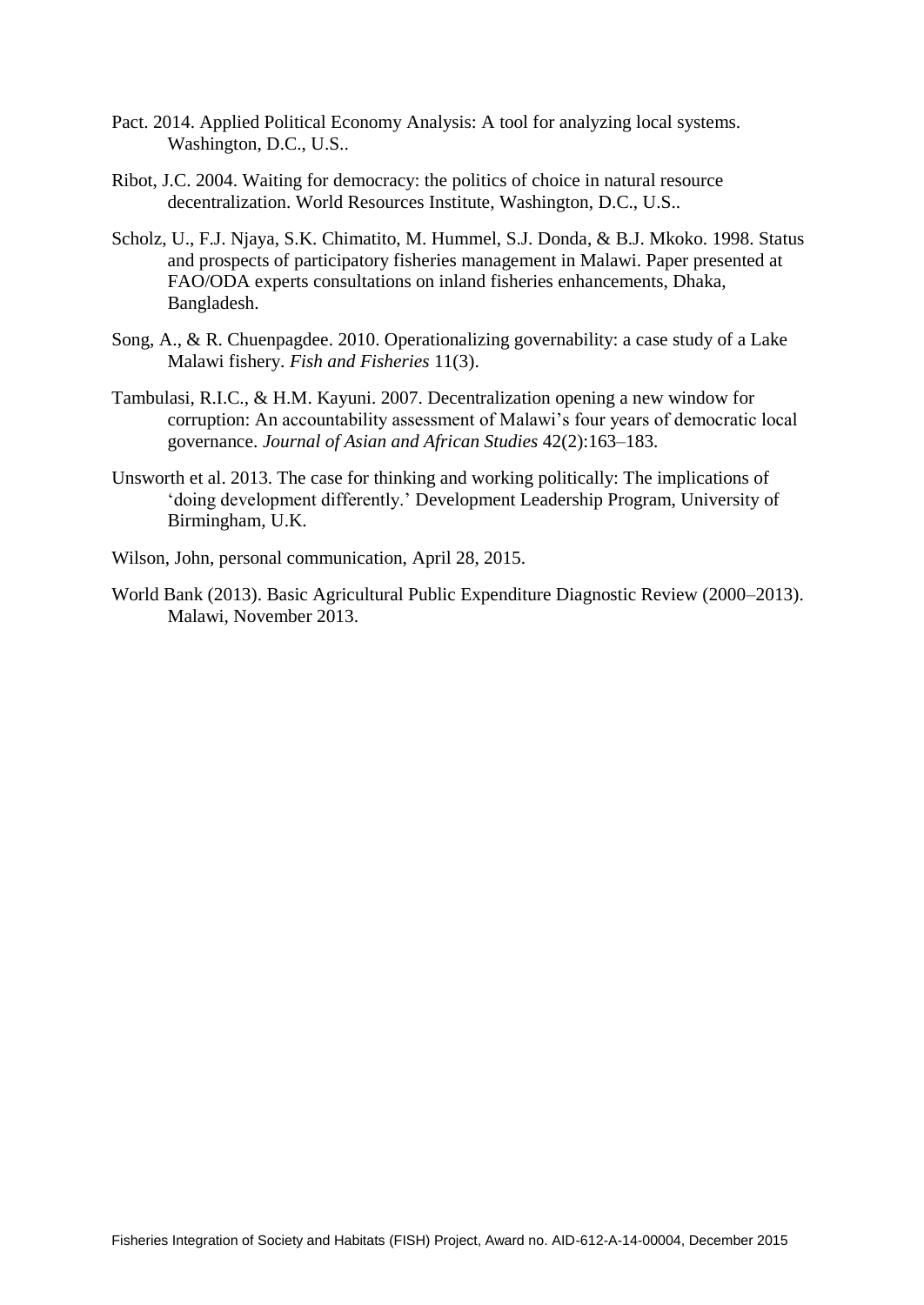Pact. 2014. Applied Political Economy Analysis: A tool for analyzing local systems. Washington, D.C., U.S..

Ribot, J.C. 2004. Waiting for democracy: the politics of choice in natural resource decentralization. World Resources Institute, Washington, D.C., U.S..

Scholz, U., F.J. Njaya, S.K. Chimatito, M. Hummel, S.J. Donda, & B.J. Mkoko. 1998. Status and prospects of participatory fisheries management in Malawi. Paper presented at FAO/ODA experts consultations on inland fisheries enhancements, Dhaka, Bangladesh.

Song, A., & R. Chuenpagdee. 2010. Operationalizing governability: a case study of a Lake Malawi fishery. *Fish and Fisheries* 11(3).

Tambulasi, R.I.C., & H.M. Kayuni. 2007. Decentralization opening a new window for corruption: An accountability assessment of Malawi's four years of democratic local governance. *Journal of Asian and African Studies* 42(2):163–183.

Unsworth et al. 2013. The case for thinking and working politically: The implications of 'doing development differently.' Development Leadership Program, University of Birmingham, U.K.

Wilson, John, personal communication, April 28, 2015.

World Bank (2013). Basic Agricultural Public Expenditure Diagnostic Review (2000–2013). Malawi, November 2013.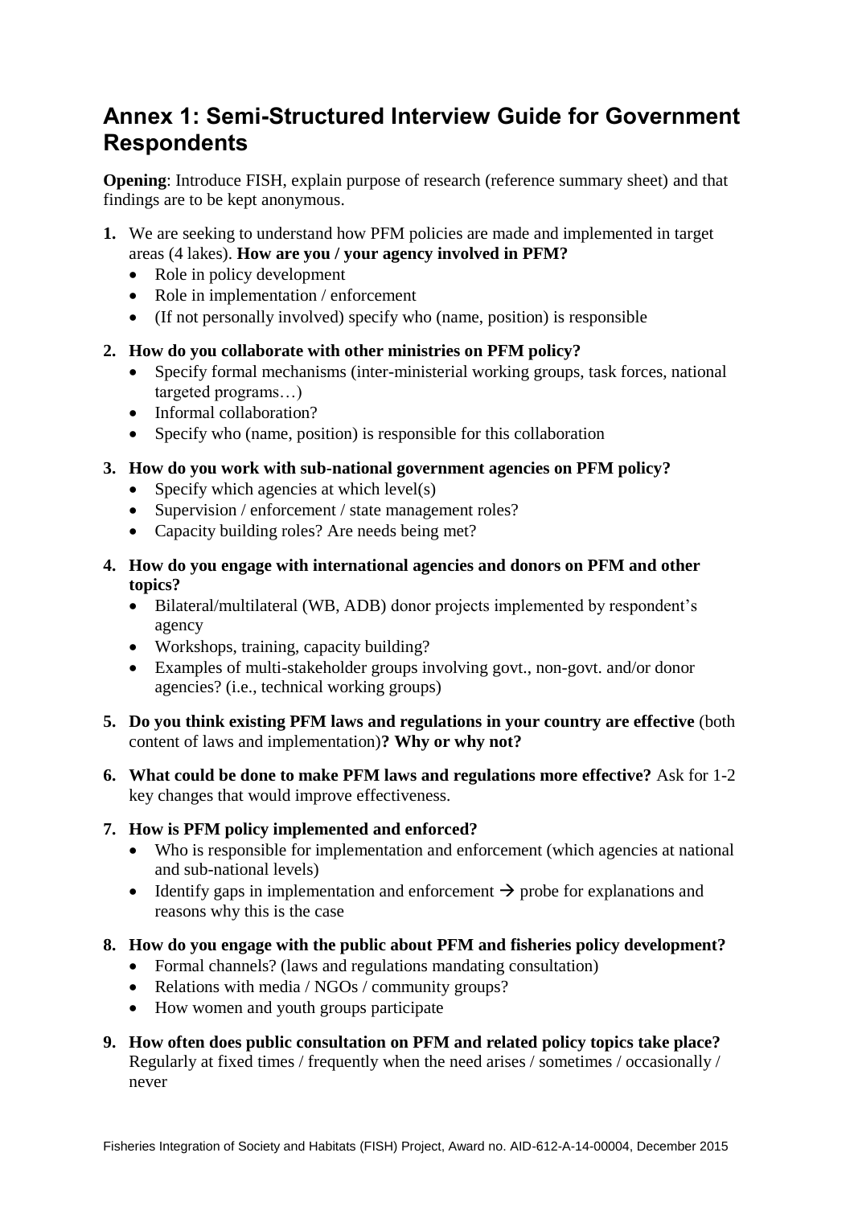# Annex 1: Semi-Structured Interview Guide for Government Respondents

**Opening**: Introduce FISH, explain purpose of research (reference summary sheet) and that findings are to be kept anonymous.

1. We are seeking to understand how PFM policies are made and implemented in target areas (4 lakes). **How are you / your agency involved in PFM?**
   - Role in policy development
   - Role in implementation / enforcement
   - (If not personally involved) specify who (name, position) is responsible

2. **How do you collaborate with other ministries on PFM policy?**
   - Specify formal mechanisms (inter-ministerial working groups, task forces, national targeted programs…)
   - Informal collaboration?
   - Specify who (name, position) is responsible for this collaboration

3. **How do you work with sub-national government agencies on PFM policy?**
   - Specify which agencies at which level(s)
   - Supervision / enforcement / state management roles?
   - Capacity building roles? Are needs being met?

4. **How do you engage with international agencies and donors on PFM and other topics?**
   - Bilateral/multilateral (WB, ADB) donor projects implemented by respondent's agency
   - Workshops, training, capacity building?
   - Examples of multi-stakeholder groups involving govt., non-govt. and/or donor agencies? (i.e., technical working groups)

5. **Do you think existing PFM laws and regulations in your country are effective** (both content of laws and implementation)**? Why or why not?**

6. **What could be done to make PFM laws and regulations more effective?** Ask for 1-2 key changes that would improve effectiveness.

7. **How is PFM policy implemented and enforced?**
   - Who is responsible for implementation and enforcement (which agencies at national and sub-national levels)
   - Identify gaps in implementation and enforcement → probe for explanations and reasons why this is the case

8. **How do you engage with the public about PFM and fisheries policy development?**
   - Formal channels? (laws and regulations mandating consultation)
   - Relations with media / NGOs / community groups?
   - How women and youth groups participate

9. **How often does public consultation on PFM and related policy topics take place?** Regularly at fixed times / frequently when the need arises / sometimes / occasionally / never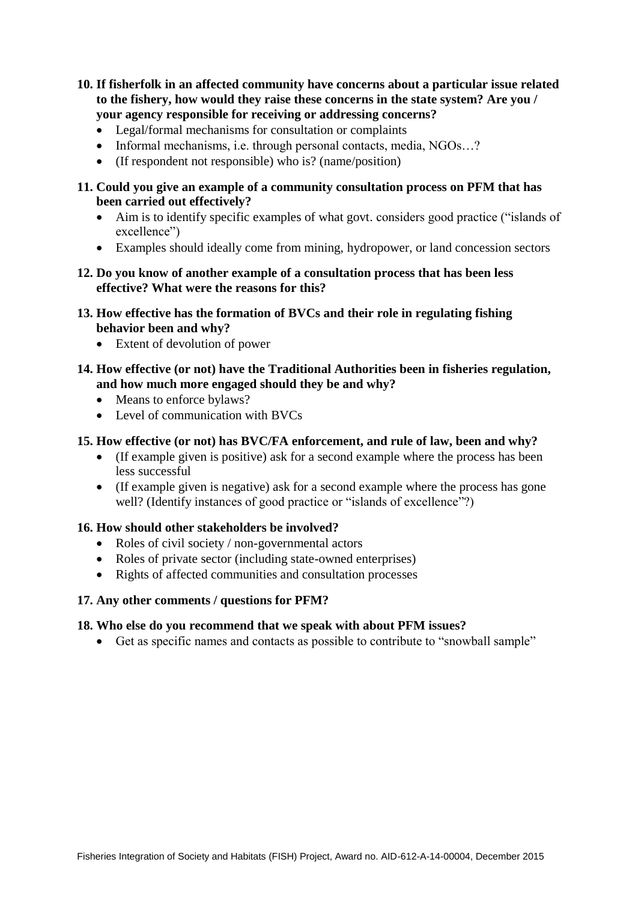**10. If fisherfolk in an affected community have concerns about a particular issue related to the fishery, how would they raise these concerns in the state system? Are you / your agency responsible for receiving or addressing concerns?**

- Legal/formal mechanisms for consultation or complaints
- Informal mechanisms, i.e. through personal contacts, media, NGOs…?
- (If respondent not responsible) who is? (name/position)

**11. Could you give an example of a community consultation process on PFM that has been carried out effectively?**

- Aim is to identify specific examples of what govt. considers good practice ("islands of excellence")
- Examples should ideally come from mining, hydropower, or land concession sectors

**12. Do you know of another example of a consultation process that has been less effective? What were the reasons for this?**

**13. How effective has the formation of BVCs and their role in regulating fishing behavior been and why?**

- Extent of devolution of power

**14. How effective (or not) have the Traditional Authorities been in fisheries regulation, and how much more engaged should they be and why?**

- Means to enforce bylaws?
- Level of communication with BVCs

**15. How effective (or not) has BVC/FA enforcement, and rule of law, been and why?**

- (If example given is positive) ask for a second example where the process has been less successful
- (If example given is negative) ask for a second example where the process has gone well? (Identify instances of good practice or "islands of excellence"?)

**16. How should other stakeholders be involved?**

- Roles of civil society / non-governmental actors
- Roles of private sector (including state-owned enterprises)
- Rights of affected communities and consultation processes

**17. Any other comments / questions for PFM?**

**18. Who else do you recommend that we speak with about PFM issues?**

- Get as specific names and contacts as possible to contribute to "snowball sample"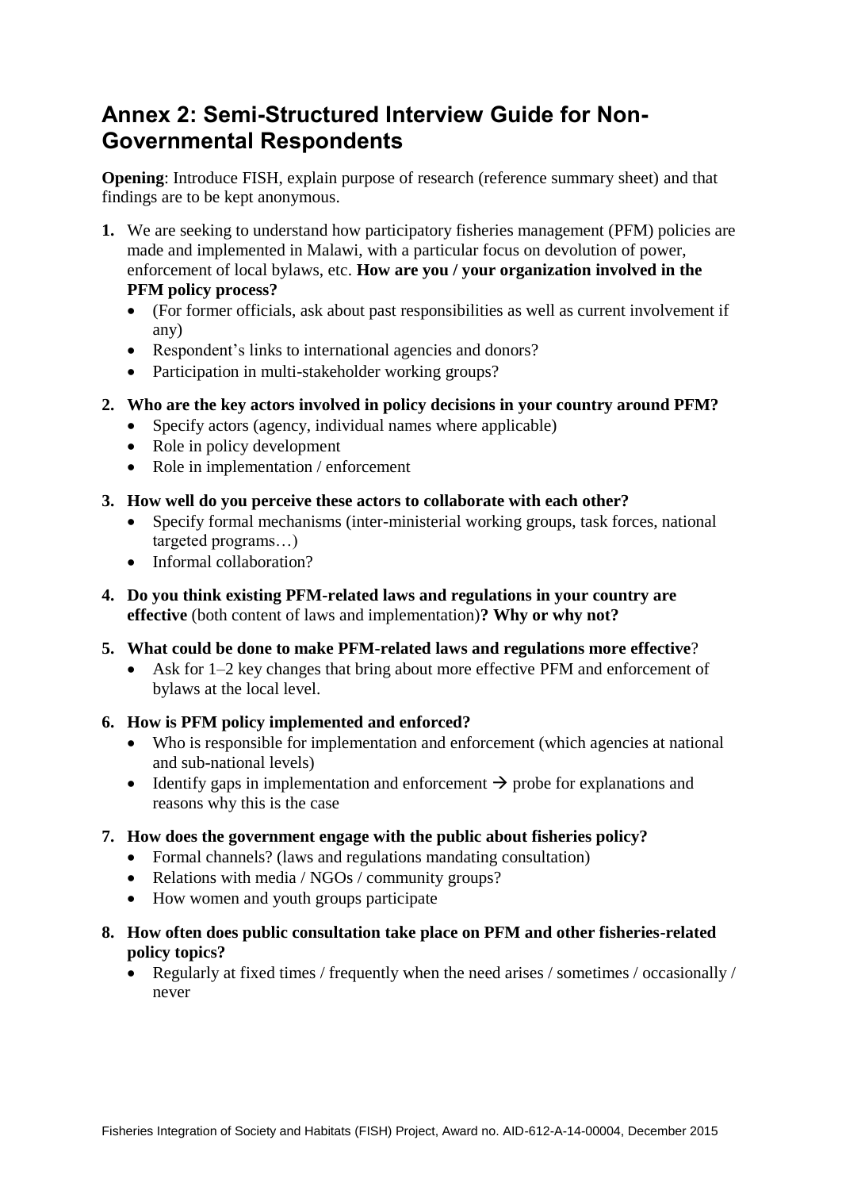## Annex 2: Semi-Structured Interview Guide for Non-Governmental Respondents

**Opening**: Introduce FISH, explain purpose of research (reference summary sheet) and that findings are to be kept anonymous.

1. We are seeking to understand how participatory fisheries management (PFM) policies are made and implemented in Malawi, with a particular focus on devolution of power, enforcement of local bylaws, etc. **How are you / your organization involved in the PFM policy process?**
   - (For former officials, ask about past responsibilities as well as current involvement if any)
   - Respondent's links to international agencies and donors?
   - Participation in multi-stakeholder working groups?

2. **Who are the key actors involved in policy decisions in your country around PFM?**
   - Specify actors (agency, individual names where applicable)
   - Role in policy development
   - Role in implementation / enforcement

3. **How well do you perceive these actors to collaborate with each other?**
   - Specify formal mechanisms (inter-ministerial working groups, task forces, national targeted programs…)
   - Informal collaboration?

4. **Do you think existing PFM-related laws and regulations in your country are effective** (both content of laws and implementation)**? Why or why not?**

5. **What could be done to make PFM-related laws and regulations more effective**?
   - Ask for 1–2 key changes that bring about more effective PFM and enforcement of bylaws at the local level.

6. **How is PFM policy implemented and enforced?**
   - Who is responsible for implementation and enforcement (which agencies at national and sub-national levels)
   - Identify gaps in implementation and enforcement → probe for explanations and reasons why this is the case

7. **How does the government engage with the public about fisheries policy?**
   - Formal channels? (laws and regulations mandating consultation)
   - Relations with media / NGOs / community groups?
   - How women and youth groups participate

8. **How often does public consultation take place on PFM and other fisheries-related policy topics?**
   - Regularly at fixed times / frequently when the need arises / sometimes / occasionally / never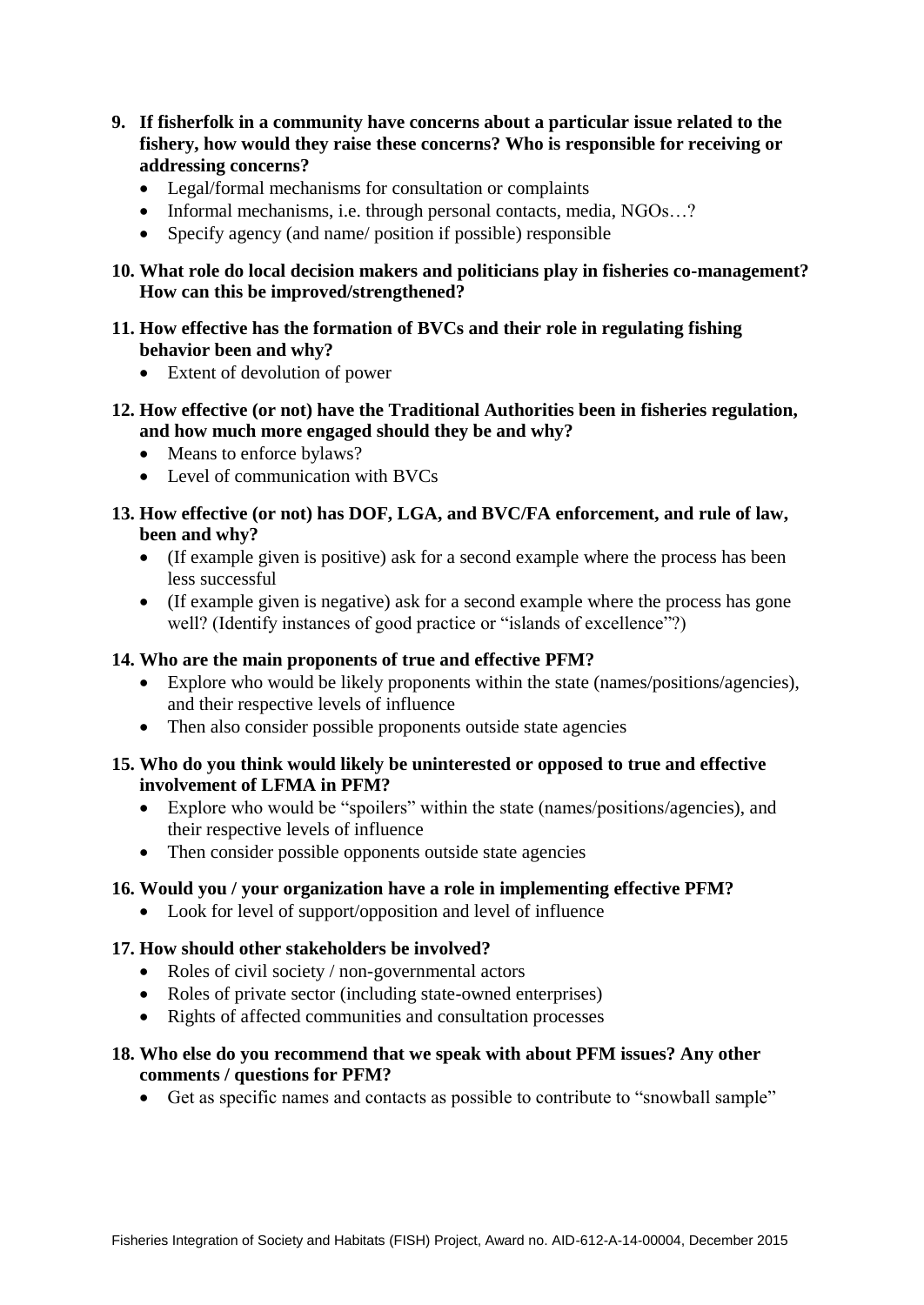**9. If fisherfolk in a community have concerns about a particular issue related to the fishery, how would they raise these concerns? Who is responsible for receiving or addressing concerns?**

- Legal/formal mechanisms for consultation or complaints
- Informal mechanisms, i.e. through personal contacts, media, NGOs…?
- Specify agency (and name/ position if possible) responsible

**10. What role do local decision makers and politicians play in fisheries co-management? How can this be improved/strengthened?**

**11. How effective has the formation of BVCs and their role in regulating fishing behavior been and why?**

- Extent of devolution of power

**12. How effective (or not) have the Traditional Authorities been in fisheries regulation, and how much more engaged should they be and why?**

- Means to enforce bylaws?
- Level of communication with BVCs

**13. How effective (or not) has DOF, LGA, and BVC/FA enforcement, and rule of law, been and why?**

- (If example given is positive) ask for a second example where the process has been less successful
- (If example given is negative) ask for a second example where the process has gone well? (Identify instances of good practice or "islands of excellence"?)

**14. Who are the main proponents of true and effective PFM?**

- Explore who would be likely proponents within the state (names/positions/agencies), and their respective levels of influence
- Then also consider possible proponents outside state agencies

**15. Who do you think would likely be uninterested or opposed to true and effective involvement of LFMA in PFM?**

- Explore who would be "spoilers" within the state (names/positions/agencies), and their respective levels of influence
- Then consider possible opponents outside state agencies

**16. Would you / your organization have a role in implementing effective PFM?**

- Look for level of support/opposition and level of influence

**17. How should other stakeholders be involved?**

- Roles of civil society / non-governmental actors
- Roles of private sector (including state-owned enterprises)
- Rights of affected communities and consultation processes

**18. Who else do you recommend that we speak with about PFM issues? Any other comments / questions for PFM?**

- Get as specific names and contacts as possible to contribute to "snowball sample"